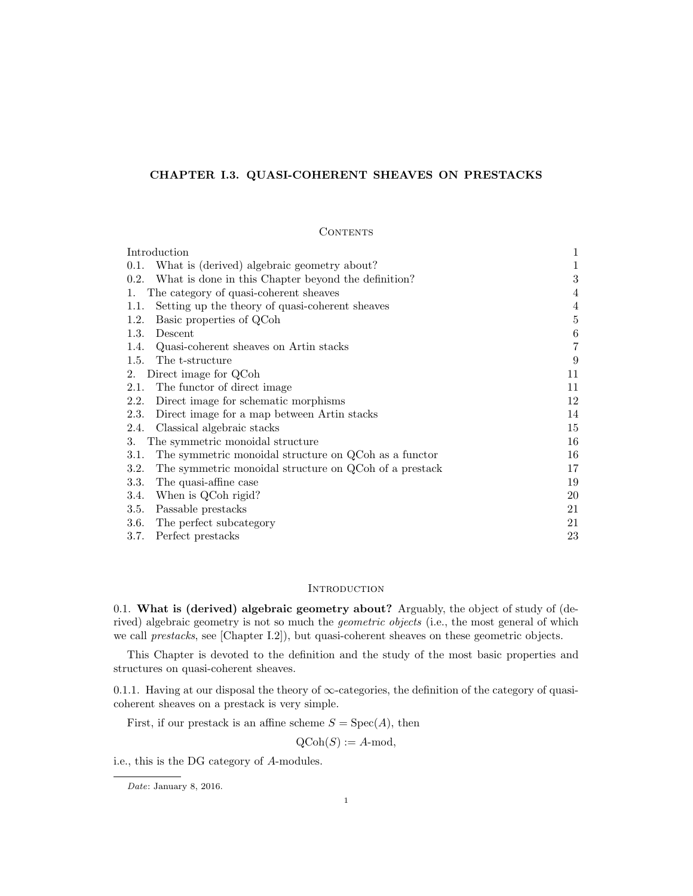# CHAPTER I.3. QUASI-COHERENT SHEAVES ON PRESTACKS

## Contents

| | |
|---|---|
| Introduction | 1 |
| 0.1. What is (derived) algebraic geometry about? | 1 |
| 0.2. What is done in this Chapter beyond the definition? | 3 |
| 1. The category of quasi-coherent sheaves | 4 |
| 1.1. Setting up the theory of quasi-coherent sheaves | 4 |
| 1.2. Basic properties of QCoh | 5 |
| 1.3. Descent | 6 |
| 1.4. Quasi-coherent sheaves on Artin stacks | 7 |
| 1.5. The t-structure | 9 |
| 2. Direct image for QCoh | 11 |
| 2.1. The functor of direct image | 11 |
| 2.2. Direct image for schematic morphisms | 12 |
| 2.3. Direct image for a map between Artin stacks | 14 |
| 2.4. Classical algebraic stacks | 15 |
| 3. The symmetric monoidal structure | 16 |
| 3.1. The symmetric monoidal structure on QCoh as a functor | 16 |
| 3.2. The symmetric monoidal structure on QCoh of a prestack | 17 |
| 3.3. The quasi-affine case | 19 |
| 3.4. When is QCoh rigid? | 20 |
| 3.5. Passable prestacks | 21 |
| 3.6. The perfect subcategory | 21 |
| 3.7. Perfect prestacks | 23 |

## Introduction

0.1. **What is (derived) algebraic geometry about?** Arguably, the object of study of (derived) algebraic geometry is not so much the *geometric objects* (i.e., the most general of which we call *prestacks*, see [Chapter I.2]), but quasi-coherent sheaves on these geometric objects.

This Chapter is devoted to the definition and the study of the most basic properties and structures on quasi-coherent sheaves.

0.1.1. Having at our disposal the theory of $\infty$-categories, the definition of the category of quasi-coherent sheaves on a prestack is very simple.

First, if our prestack is an affine scheme $S = \mathrm{Spec}(A)$, then

$$\mathrm{QCoh}(S) := A\text{-mod},$$

i.e., this is the DG category of $A$-modules.

*Date*: January 8, 2016.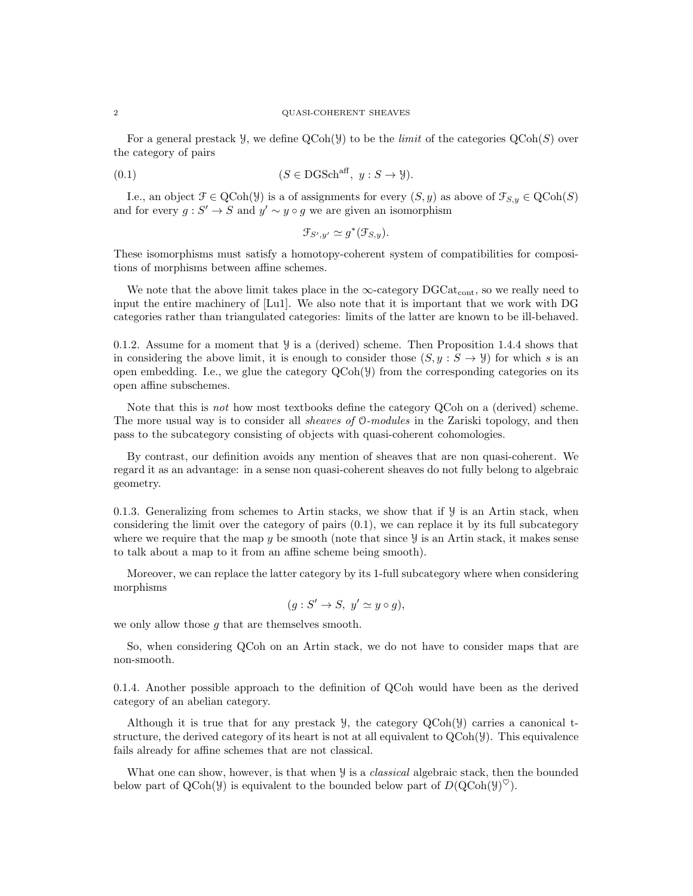For a general prestack $\mathcal{Y}$, we define $\operatorname{QCoh}(\mathcal{Y})$ to be the *limit* of the categories $\operatorname{QCoh}(S)$ over the category of pairs

$$(S \in \operatorname{DGSch}^{\operatorname{aff}},\ y : S \to \mathcal{Y}). \tag{0.1}$$

I.e., an object $\mathcal{F} \in \operatorname{QCoh}(\mathcal{Y})$ is a of assignments for every $(S, y)$ as above of $\mathcal{F}_{S,y} \in \operatorname{QCoh}(S)$ and for every $g : S' \to S$ and $y' \sim y \circ g$ we are given an isomorphism

$$\mathcal{F}_{S',y'} \simeq g^*(\mathcal{F}_{S,y}).$$

These isomorphisms must satisfy a homotopy-coherent system of compatibilities for compositions of morphisms between affine schemes.

We note that the above limit takes place in the $\infty$-category $\operatorname{DGCat}_{\operatorname{cont}}$, so we really need to input the entire machinery of [Lu1]. We also note that it is important that we work with DG categories rather than triangulated categories: limits of the latter are known to be ill-behaved.

0.1.2. Assume for a moment that $\mathcal{Y}$ is a (derived) scheme. Then Proposition 1.4.4 shows that in considering the above limit, it is enough to consider those $(S, y : S \to \mathcal{Y})$ for which $s$ is an open embedding. I.e., we glue the category $\operatorname{QCoh}(\mathcal{Y})$ from the corresponding categories on its open affine subschemes.

Note that this is *not* how most textbooks define the category QCoh on a (derived) scheme. The more usual way is to consider all *sheaves of $\mathcal{O}$-modules* in the Zariski topology, and then pass to the subcategory consisting of objects with quasi-coherent cohomologies.

By contrast, our definition avoids any mention of sheaves that are non quasi-coherent. We regard it as an advantage: in a sense non quasi-coherent sheaves do not fully belong to algebraic geometry.

0.1.3. Generalizing from schemes to Artin stacks, we show that if $\mathcal{Y}$ is an Artin stack, when considering the limit over the category of pairs (0.1), we can replace it by its full subcategory where we require that the map $y$ be smooth (note that since $\mathcal{Y}$ is an Artin stack, it makes sense to talk about a map to it from an affine scheme being smooth).

Moreover, we can replace the latter category by its 1-full subcategory where when considering morphisms

$$(g : S' \to S,\ y' \simeq y \circ g),$$

we only allow those $g$ that are themselves smooth.

So, when considering QCoh on an Artin stack, we do not have to consider maps that are non-smooth.

0.1.4. Another possible approach to the definition of QCoh would have been as the derived category of an abelian category.

Although it is true that for any prestack $\mathcal{Y}$, the category $\operatorname{QCoh}(\mathcal{Y})$ carries a canonical t-structure, the derived category of its heart is not at all equivalent to $\operatorname{QCoh}(\mathcal{Y})$. This equivalence fails already for affine schemes that are not classical.

What one can show, however, is that when $\mathcal{Y}$ is a *classical* algebraic stack, then the bounded below part of $\operatorname{QCoh}(\mathcal{Y})$ is equivalent to the bounded below part of $D(\operatorname{QCoh}(\mathcal{Y})^{\heartsuit})$.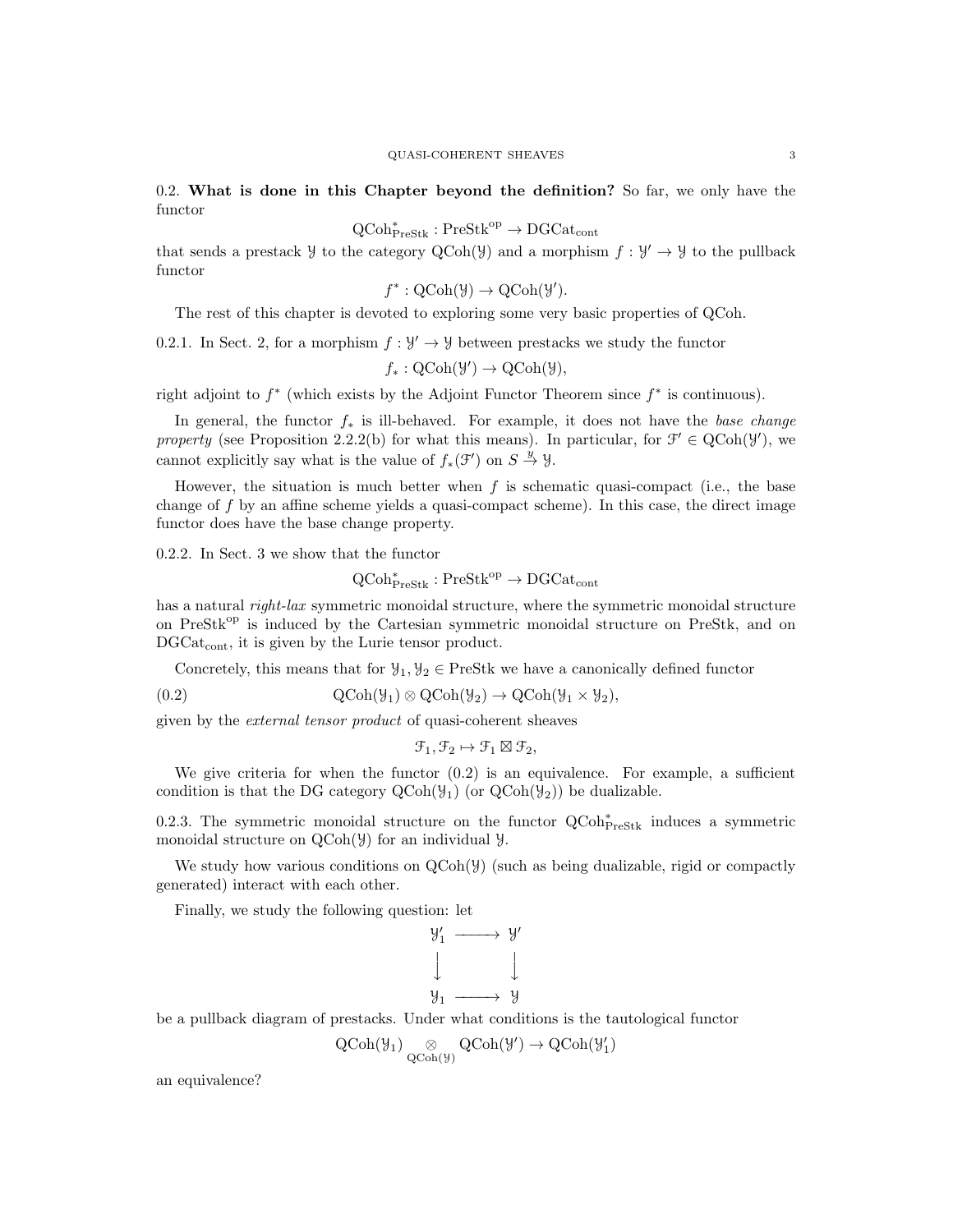0.2. **What is done in this Chapter beyond the definition?** So far, we only have the functor

$$\mathrm{QCoh}^*_{\mathrm{PreStk}} : \mathrm{PreStk}^{\mathrm{op}} \to \mathrm{DGCat}_{\mathrm{cont}}$$

that sends a prestack $\mathcal{Y}$ to the category $\mathrm{QCoh}(\mathcal{Y})$ and a morphism $f : \mathcal{Y}' \to \mathcal{Y}$ to the pullback functor

$$f^* : \mathrm{QCoh}(\mathcal{Y}) \to \mathrm{QCoh}(\mathcal{Y}').$$

The rest of this chapter is devoted to exploring some very basic properties of QCoh.

0.2.1. In Sect. 2, for a morphism $f : \mathcal{Y}' \to \mathcal{Y}$ between prestacks we study the functor

$$f_* : \mathrm{QCoh}(\mathcal{Y}') \to \mathrm{QCoh}(\mathcal{Y}),$$

right adjoint to $f^*$ (which exists by the Adjoint Functor Theorem since $f^*$ is continuous).

In general, the functor $f_*$ is ill-behaved. For example, it does not have the *base change property* (see Proposition 2.2.2(b) for what this means). In particular, for $\mathcal{F}' \in \mathrm{QCoh}(\mathcal{Y}')$, we cannot explicitly say what is the value of $f_*(\mathcal{F}')$ on $S \xrightarrow{y} \mathcal{Y}$.

However, the situation is much better when $f$ is schematic quasi-compact (i.e., the base change of $f$ by an affine scheme yields a quasi-compact scheme). In this case, the direct image functor does have the base change property.

0.2.2. In Sect. 3 we show that the functor

$$\mathrm{QCoh}^*_{\mathrm{PreStk}} : \mathrm{PreStk}^{\mathrm{op}} \to \mathrm{DGCat}_{\mathrm{cont}}$$

has a natural *right-lax* symmetric monoidal structure, where the symmetric monoidal structure on $\mathrm{PreStk}^{\mathrm{op}}$ is induced by the Cartesian symmetric monoidal structure on PreStk, and on $\mathrm{DGCat}_{\mathrm{cont}}$, it is given by the Lurie tensor product.

Concretely, this means that for $\mathcal{Y}_1, \mathcal{Y}_2 \in \mathrm{PreStk}$ we have a canonically defined functor

$$\mathrm{QCoh}(\mathcal{Y}_1) \otimes \mathrm{QCoh}(\mathcal{Y}_2) \to \mathrm{QCoh}(\mathcal{Y}_1 \times \mathcal{Y}_2), \tag{0.2}$$

given by the *external tensor product* of quasi-coherent sheaves

$$\mathcal{F}_1, \mathcal{F}_2 \mapsto \mathcal{F}_1 \boxtimes \mathcal{F}_2,$$

We give criteria for when the functor (0.2) is an equivalence. For example, a sufficient condition is that the DG category $\mathrm{QCoh}(\mathcal{Y}_1)$ (or $\mathrm{QCoh}(\mathcal{Y}_2)$) be dualizable.

0.2.3. The symmetric monoidal structure on the functor $\mathrm{QCoh}^*_{\mathrm{PreStk}}$ induces a symmetric monoidal structure on $\mathrm{QCoh}(\mathcal{Y})$ for an individual $\mathcal{Y}$.

We study how various conditions on $\mathrm{QCoh}(\mathcal{Y})$ (such as being dualizable, rigid or compactly generated) interact with each other.

Finally, we study the following question: let

$$\begin{array}{ccc} \mathcal{Y}'_1 & \longrightarrow & \mathcal{Y}' \\ \downarrow & & \downarrow \\ \mathcal{Y}_1 & \longrightarrow & \mathcal{Y} \end{array}$$

be a pullback diagram of prestacks. Under what conditions is the tautological functor

$$\mathrm{QCoh}(\mathcal{Y}_1) \underset{\mathrm{QCoh}(\mathcal{Y})}{\otimes} \mathrm{QCoh}(\mathcal{Y}') \to \mathrm{QCoh}(\mathcal{Y}'_1)$$

an equivalence?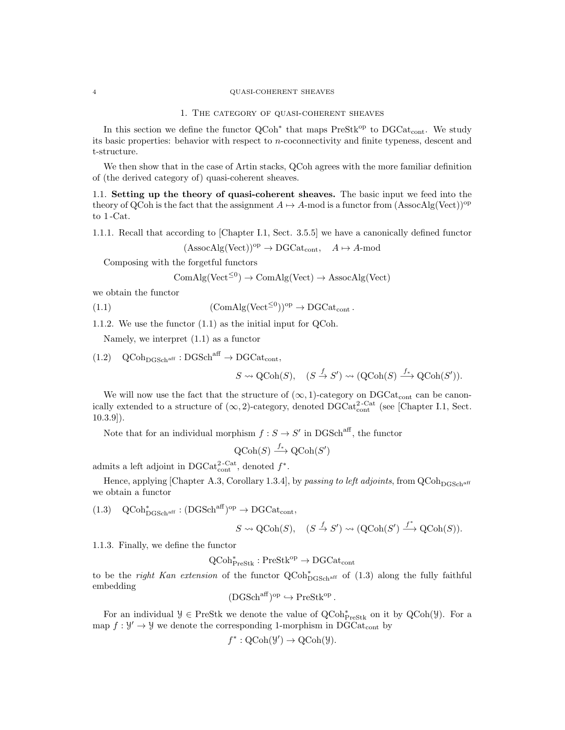## 1. The category of quasi-coherent sheaves

In this section we define the functor $\mathrm{QCoh}^*$ that maps $\mathrm{PreStk}^{\mathrm{op}}$ to $\mathrm{DGCat}_{\mathrm{cont}}$. We study its basic properties: behavior with respect to $n$-coconnectivity and finite typeness, descent and t-structure.

We then show that in the case of Artin stacks, QCoh agrees with the more familiar definition of (the derived category of) quasi-coherent sheaves.

### 1.1. Setting up the theory of quasi-coherent sheaves.

The basic input we feed into the theory of QCoh is the fact that the assignment $A \mapsto A\text{-mod}$ is a functor from $(\mathrm{AssocAlg}(\mathrm{Vect}))^{\mathrm{op}}$ to 1-Cat.

1.1.1. Recall that according to [Chapter I.1, Sect. 3.5.5] we have a canonically defined functor

$$(\mathrm{AssocAlg}(\mathrm{Vect}))^{\mathrm{op}} \to \mathrm{DGCat}_{\mathrm{cont}}, \quad A \mapsto A\text{-mod}$$

Composing with the forgetful functors

$$\mathrm{ComAlg}(\mathrm{Vect}^{\leq 0}) \to \mathrm{ComAlg}(\mathrm{Vect}) \to \mathrm{AssocAlg}(\mathrm{Vect})$$

we obtain the functor

$$(\mathrm{ComAlg}(\mathrm{Vect}^{\leq 0}))^{\mathrm{op}} \to \mathrm{DGCat}_{\mathrm{cont}}. \tag{1.1}$$

1.1.2. We use the functor (1.1) as the initial input for QCoh.

Namely, we interpret (1.1) as a functor

$$\mathrm{QCoh}_{\mathrm{DGSch}^{\mathrm{aff}}} : \mathrm{DGSch}^{\mathrm{aff}} \to \mathrm{DGCat}_{\mathrm{cont}}, \tag{1.2}$$

$$S \rightsquigarrow \mathrm{QCoh}(S), \quad (S \xrightarrow{f} S') \rightsquigarrow (\mathrm{QCoh}(S) \xrightarrow{f_*} \mathrm{QCoh}(S')).$$

We will now use the fact that the structure of $(\infty,1)$-category on $\mathrm{DGCat}_{\mathrm{cont}}$ can be canonically extended to a structure of $(\infty,2)$-category, denoted $\mathrm{DGCat}_{\mathrm{cont}}^{2\text{-Cat}}$ (see [Chapter I.1, Sect. 10.3.9]).

Note that for an individual morphism $f : S \to S'$ in $\mathrm{DGSch}^{\mathrm{aff}}$, the functor

$$\mathrm{QCoh}(S) \xrightarrow{f_*} \mathrm{QCoh}(S')$$

admits a left adjoint in $\mathrm{DGCat}_{\mathrm{cont}}^{2\text{-Cat}}$, denoted $f^*$.

Hence, applying [Chapter A.3, Corollary 1.3.4], by *passing to left adjoints*, from $\mathrm{QCoh}_{\mathrm{DGSch}^{\mathrm{aff}}}$ we obtain a functor

$$\mathrm{QCoh}^*_{\mathrm{DGSch}^{\mathrm{aff}}} : (\mathrm{DGSch}^{\mathrm{aff}})^{\mathrm{op}} \to \mathrm{DGCat}_{\mathrm{cont}}, \tag{1.3}$$

$$S \rightsquigarrow \mathrm{QCoh}(S), \quad (S \xrightarrow{f} S') \rightsquigarrow (\mathrm{QCoh}(S') \xrightarrow{f^*} \mathrm{QCoh}(S)).$$

1.1.3. Finally, we define the functor

$$\mathrm{QCoh}^*_{\mathrm{PreStk}} : \mathrm{PreStk}^{\mathrm{op}} \to \mathrm{DGCat}_{\mathrm{cont}}$$

to be the *right Kan extension* of the functor $\mathrm{QCoh}^*_{\mathrm{DGSch}^{\mathrm{aff}}}$ of (1.3) along the fully faithful embedding

$$(\mathrm{DGSch}^{\mathrm{aff}})^{\mathrm{op}} \hookrightarrow \mathrm{PreStk}^{\mathrm{op}}.$$

For an individual $\mathcal{Y} \in \mathrm{PreStk}$ we denote the value of $\mathrm{QCoh}^*_{\mathrm{PreStk}}$ on it by $\mathrm{QCoh}(\mathcal{Y})$. For a map $f : \mathcal{Y}' \to \mathcal{Y}$ we denote the corresponding 1-morphism in $\mathrm{DGCat}_{\mathrm{cont}}$ by

$$f^* : \mathrm{QCoh}(\mathcal{Y}') \to \mathrm{QCoh}(\mathcal{Y}).$$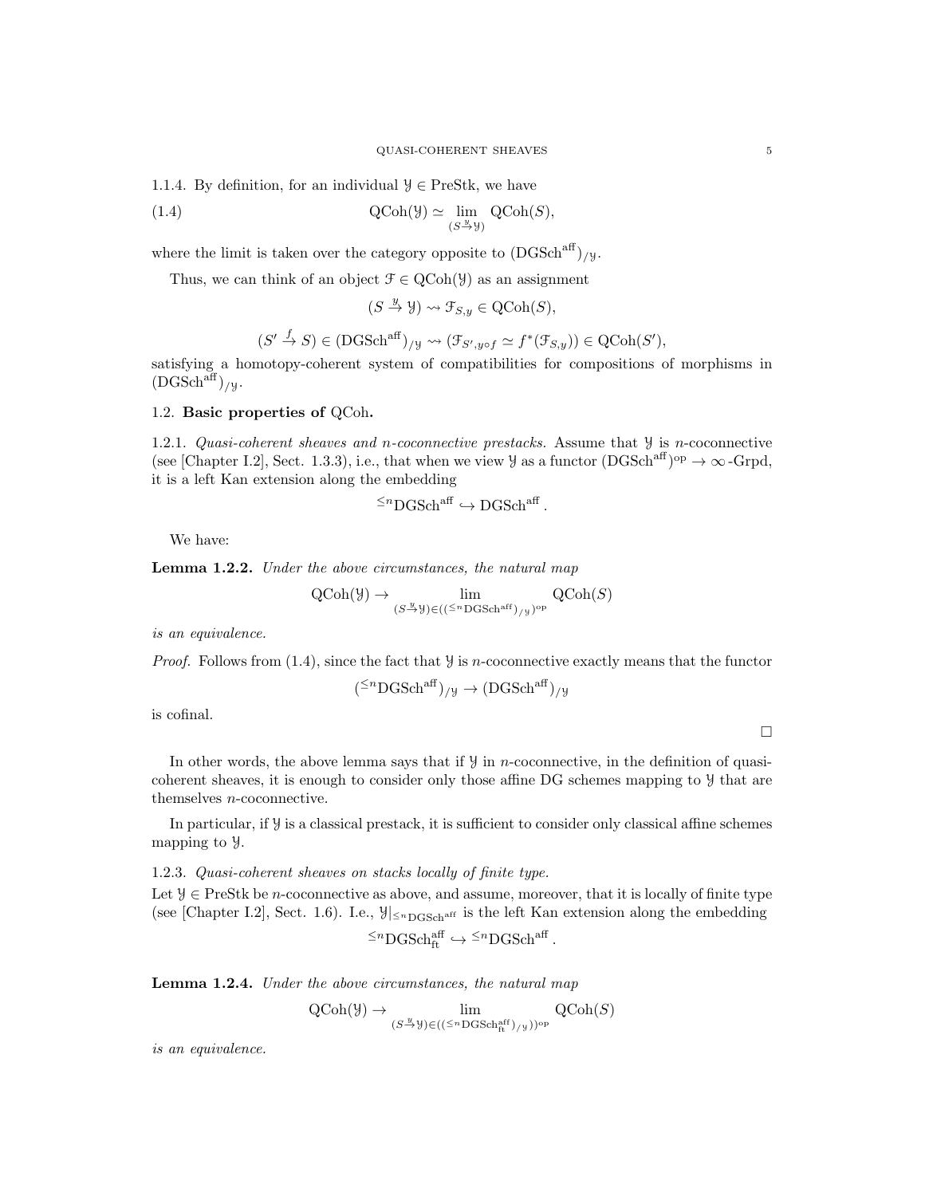1.1.4. By definition, for an individual $\mathcal{Y} \in \mathrm{PreStk}$, we have

$$\mathrm{QCoh}(\mathcal{Y}) \simeq \lim_{(S \xrightarrow{y} \mathcal{Y})} \mathrm{QCoh}(S), \tag{1.4}$$

where the limit is taken over the category opposite to $(\mathrm{DGSch}^{\mathrm{aff}})_{/\mathcal{Y}}$.

Thus, we can think of an object $\mathcal{F} \in \mathrm{QCoh}(\mathcal{Y})$ as an assignment

$$(S \xrightarrow{y} \mathcal{Y}) \rightsquigarrow \mathcal{F}_{S,y} \in \mathrm{QCoh}(S),$$

$$(S' \xrightarrow{f} S) \in (\mathrm{DGSch}^{\mathrm{aff}})_{/\mathcal{Y}} \rightsquigarrow (\mathcal{F}_{S', y\circ f} \simeq f^*(\mathcal{F}_{S,y})) \in \mathrm{QCoh}(S'),$$

satisfying a homotopy-coherent system of compatibilities for compositions of morphisms in $(\mathrm{DGSch}^{\mathrm{aff}})_{/\mathcal{Y}}$.

## 1.2. Basic properties of QCoh.

1.2.1. *Quasi-coherent sheaves and $n$-coconnective prestacks.* Assume that $\mathcal{Y}$ is $n$-coconnective (see [Chapter I.2], Sect. 1.3.3), i.e., that when we view $\mathcal{Y}$ as a functor $(\mathrm{DGSch}^{\mathrm{aff}})^{\mathrm{op}} \to \infty\text{-Grpd}$, it is a left Kan extension along the embedding

$$^{\leq n}\mathrm{DGSch}^{\mathrm{aff}} \hookrightarrow \mathrm{DGSch}^{\mathrm{aff}}.$$

We have:

**Lemma 1.2.2.** *Under the above circumstances, the natural map*

$$\mathrm{QCoh}(\mathcal{Y}) \to \lim_{(S \xrightarrow{y} \mathcal{Y}) \in ((^{\leq n}\mathrm{DGSch}^{\mathrm{aff}})_{/\mathcal{Y}})^{\mathrm{op}}} \mathrm{QCoh}(S)$$

*is an equivalence.*

*Proof.* Follows from (1.4), since the fact that $\mathcal{Y}$ is $n$-coconnective exactly means that the functor

$$(^{\leq n}\mathrm{DGSch}^{\mathrm{aff}})_{/\mathcal{Y}} \to (\mathrm{DGSch}^{\mathrm{aff}})_{/\mathcal{Y}}$$

is cofinal.

□

In other words, the above lemma says that if $\mathcal{Y}$ in $n$-coconnective, in the definition of quasi-coherent sheaves, it is enough to consider only those affine DG schemes mapping to $\mathcal{Y}$ that are themselves $n$-coconnective.

In particular, if $\mathcal{Y}$ is a classical prestack, it is sufficient to consider only classical affine schemes mapping to $\mathcal{Y}$.

1.2.3. *Quasi-coherent sheaves on stacks locally of finite type.*
Let $\mathcal{Y} \in \mathrm{PreStk}$ be $n$-coconnective as above, and assume, moreover, that it is locally of finite type (see [Chapter I.2], Sect. 1.6). I.e., $\mathcal{Y}|_{^{\leq n}\mathrm{DGSch}^{\mathrm{aff}}}$ is the left Kan extension along the embedding

$$^{\leq n}\mathrm{DGSch}^{\mathrm{aff}}_{\mathrm{ft}} \hookrightarrow {}^{\leq n}\mathrm{DGSch}^{\mathrm{aff}}.$$

**Lemma 1.2.4.** *Under the above circumstances, the natural map*

$$\mathrm{QCoh}(\mathcal{Y}) \to \lim_{(S \xrightarrow{y} \mathcal{Y}) \in ((^{\leq n}\mathrm{DGSch}^{\mathrm{aff}}_{\mathrm{ft}})_{/\mathcal{Y}}))^{\mathrm{op}}} \mathrm{QCoh}(S)$$

*is an equivalence.*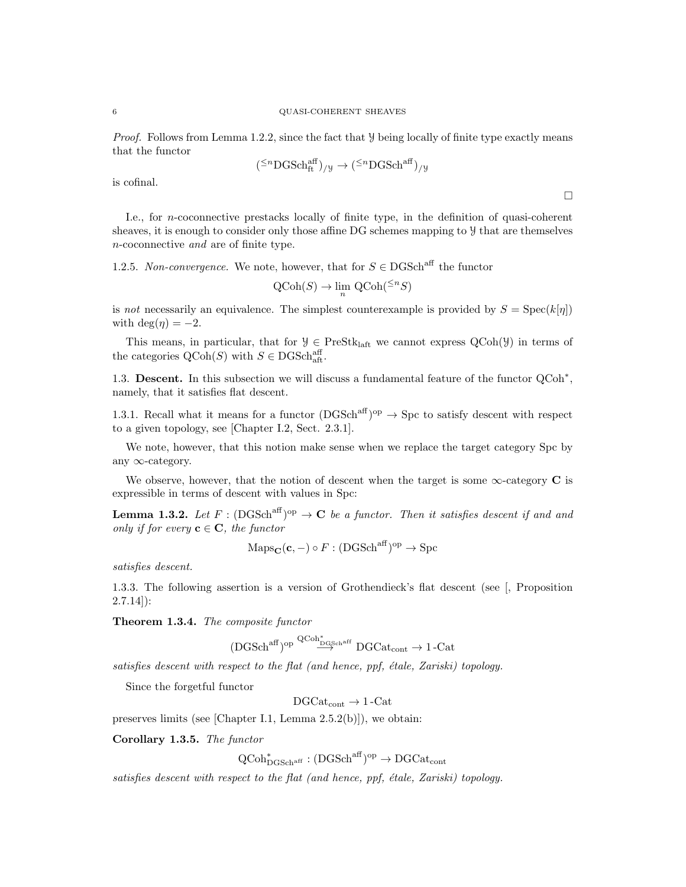*Proof.* Follows from Lemma 1.2.2, since the fact that $\mathcal{Y}$ being locally of finite type exactly means that the functor

$$({}^{\leq n}\mathrm{DGSch}^{\mathrm{aff}}_{\mathrm{ft}})_{/\mathcal{Y}} \to ({}^{\leq n}\mathrm{DGSch}^{\mathrm{aff}})_{/\mathcal{Y}}$$

is cofinal.

□

I.e., for $n$-coconnective prestacks locally of finite type, in the definition of quasi-coherent sheaves, it is enough to consider only those affine DG schemes mapping to $\mathcal{Y}$ that are themselves $n$-coconnective *and* are of finite type.

1.2.5. *Non-convergence.* We note, however, that for $S \in \mathrm{DGSch}^{\mathrm{aff}}$ the functor

$$\mathrm{QCoh}(S) \to \lim_{n} \mathrm{QCoh}({}^{\leq n}S)$$

is *not* necessarily an equivalence. The simplest counterexample is provided by $S = \mathrm{Spec}(k[\eta])$ with $\deg(\eta) = -2$.

This means, in particular, that for $\mathcal{Y} \in \mathrm{PreStk}_{\mathrm{laft}}$ we cannot express $\mathrm{QCoh}(\mathcal{Y})$ in terms of the categories $\mathrm{QCoh}(S)$ with $S \in \mathrm{DGSch}^{\mathrm{aff}}_{\mathrm{aft}}$.

1.3. **Descent.** In this subsection we will discuss a fundamental feature of the functor $\mathrm{QCoh}^*$, namely, that it satisfies flat descent.

1.3.1. Recall what it means for a functor $(\mathrm{DGSch}^{\mathrm{aff}})^{\mathrm{op}} \to \mathrm{Spc}$ to satisfy descent with respect to a given topology, see [Chapter I.2, Sect. 2.3.1].

We note, however, that this notion make sense when we replace the target category Spc by any $\infty$-category.

We observe, however, that the notion of descent when the target is some $\infty$-category $\mathbf{C}$ is expressible in terms of descent with values in Spc:

**Lemma 1.3.2.** *Let $F : (\mathrm{DGSch}^{\mathrm{aff}})^{\mathrm{op}} \to \mathbf{C}$ be a functor. Then it satisfies descent if and and only if for every $\mathbf{c} \in \mathbf{C}$, the functor*

$$\mathrm{Maps}_{\mathbf{C}}(\mathbf{c}, -) \circ F : (\mathrm{DGSch}^{\mathrm{aff}})^{\mathrm{op}} \to \mathrm{Spc}$$

*satisfies descent.*

1.3.3. The following assertion is a version of Grothendieck's flat descent (see [, Proposition 2.7.14]):

**Theorem 1.3.4.** *The composite functor*

$$(\mathrm{DGSch}^{\mathrm{aff}})^{\mathrm{op}} \overset{\mathrm{QCoh}^*_{\mathrm{DGSch}^{\mathrm{aff}}}}{\longrightarrow} \mathrm{DGCat}_{\mathrm{cont}} \to 1\text{-}\mathrm{Cat}$$

*satisfies descent with respect to the flat (and hence, ppf, étale, Zariski) topology.*

Since the forgetful functor

$$\mathrm{DGCat}_{\mathrm{cont}} \to 1\text{-}\mathrm{Cat}$$

preserves limits (see [Chapter I.1, Lemma 2.5.2(b)]), we obtain:

**Corollary 1.3.5.** *The functor*

$$\mathrm{QCoh}^*_{\mathrm{DGSch}^{\mathrm{aff}}} : (\mathrm{DGSch}^{\mathrm{aff}})^{\mathrm{op}} \to \mathrm{DGCat}_{\mathrm{cont}}$$

*satisfies descent with respect to the flat (and hence, ppf, étale, Zariski) topology.*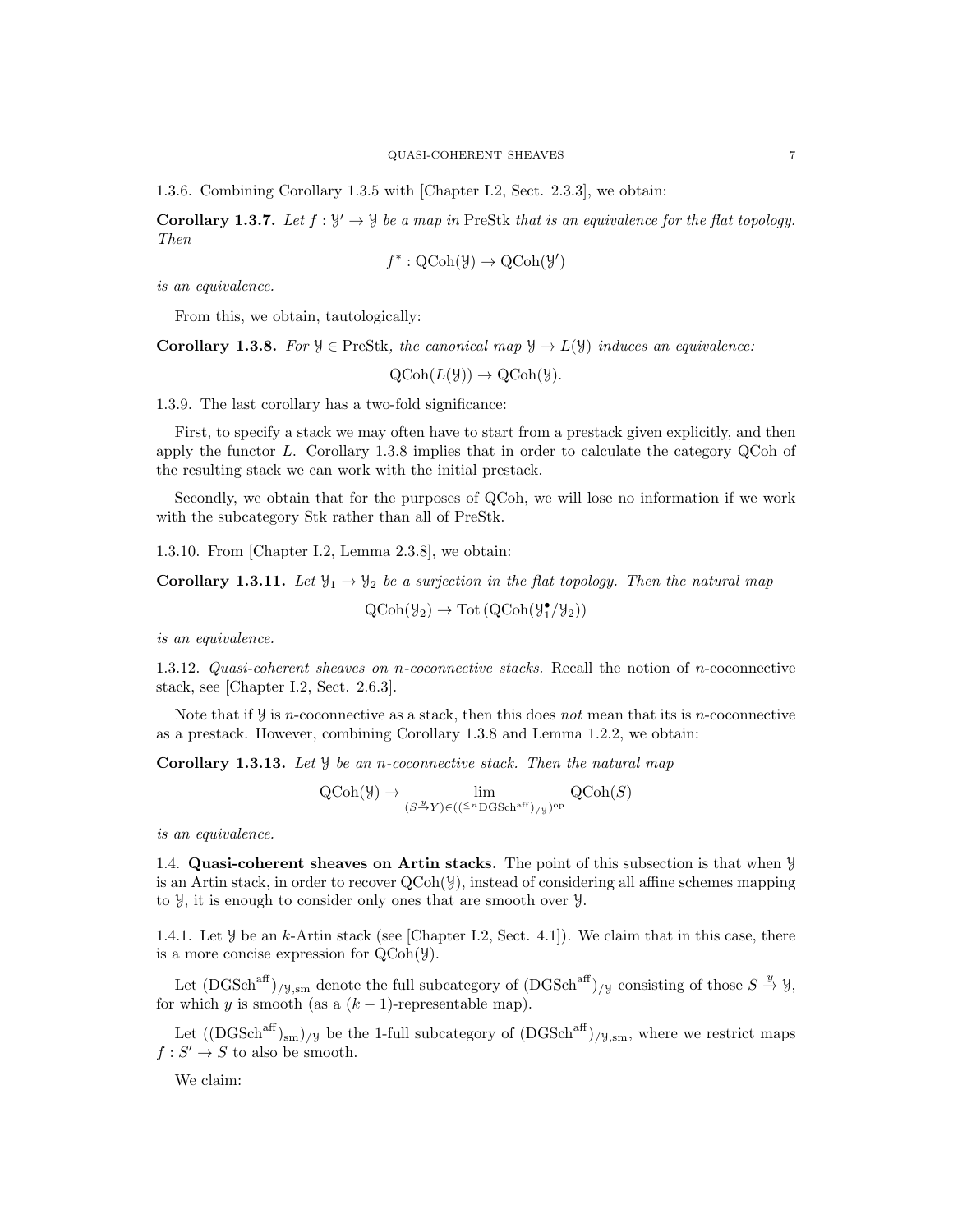1.3.6. Combining Corollary 1.3.5 with [Chapter I.2, Sect. 2.3.3], we obtain:

**Corollary 1.3.7.** *Let $f : \mathcal{Y}' \to \mathcal{Y}$ be a map in* PreStk *that is an equivalence for the flat topology. Then*

$$f^* : \mathrm{QCoh}(\mathcal{Y}) \to \mathrm{QCoh}(\mathcal{Y}')$$

*is an equivalence.*

From this, we obtain, tautologically:

**Corollary 1.3.8.** *For $\mathcal{Y} \in \mathrm{PreStk}$, the canonical map $\mathcal{Y} \to L(\mathcal{Y})$ induces an equivalence:*

$$\mathrm{QCoh}(L(\mathcal{Y})) \to \mathrm{QCoh}(\mathcal{Y}).$$

1.3.9. The last corollary has a two-fold significance:

First, to specify a stack we may often have to start from a prestack given explicitly, and then apply the functor $L$. Corollary 1.3.8 implies that in order to calculate the category QCoh of the resulting stack we can work with the initial prestack.

Secondly, we obtain that for the purposes of QCoh, we will lose no information if we work with the subcategory Stk rather than all of PreStk.

1.3.10. From [Chapter I.2, Lemma 2.3.8], we obtain:

**Corollary 1.3.11.** *Let $\mathcal{Y}_1 \to \mathcal{Y}_2$ be a surjection in the flat topology. Then the natural map*

$$\mathrm{QCoh}(\mathcal{Y}_2) \to \mathrm{Tot}\left(\mathrm{QCoh}(\mathcal{Y}_1^\bullet/\mathcal{Y}_2)\right)$$

*is an equivalence.*

1.3.12. *Quasi-coherent sheaves on $n$-coconnective stacks.* Recall the notion of $n$-coconnective stack, see [Chapter I.2, Sect. 2.6.3].

Note that if $\mathcal{Y}$ is $n$-coconnective as a stack, then this does *not* mean that its is $n$-coconnective as a prestack. However, combining Corollary 1.3.8 and Lemma 1.2.2, we obtain:

**Corollary 1.3.13.** *Let $\mathcal{Y}$ be an $n$-coconnective stack. Then the natural map*

$$\mathrm{QCoh}(\mathcal{Y}) \to \lim_{(S \xrightarrow{y} Y) \in (({}^{\leq n}\mathrm{DGSch}^{\mathrm{aff}})_{/\mathcal{Y}})^{\mathrm{op}}} \mathrm{QCoh}(S)$$

*is an equivalence.*

## 1.4. Quasi-coherent sheaves on Artin stacks.

The point of this subsection is that when $\mathcal{Y}$ is an Artin stack, in order to recover $\mathrm{QCoh}(\mathcal{Y})$, instead of considering all affine schemes mapping to $\mathcal{Y}$, it is enough to consider only ones that are smooth over $\mathcal{Y}$.

1.4.1. Let $\mathcal{Y}$ be an $k$-Artin stack (see [Chapter I.2, Sect. 4.1]). We claim that in this case, there is a more concise expression for $\mathrm{QCoh}(\mathcal{Y})$.

Let $(\mathrm{DGSch}^{\mathrm{aff}})_{/\mathcal{Y},\mathrm{sm}}$ denote the full subcategory of $(\mathrm{DGSch}^{\mathrm{aff}})_{/\mathcal{Y}}$ consisting of those $S \xrightarrow{y} \mathcal{Y}$, for which $y$ is smooth (as a $(k-1)$-representable map).

Let $((\mathrm{DGSch}^{\mathrm{aff}})_{\mathrm{sm}})_{/\mathcal{Y}}$ be the 1-full subcategory of $(\mathrm{DGSch}^{\mathrm{aff}})_{/\mathcal{Y},\mathrm{sm}}$, where we restrict maps $f : S' \to S$ to also be smooth.

We claim: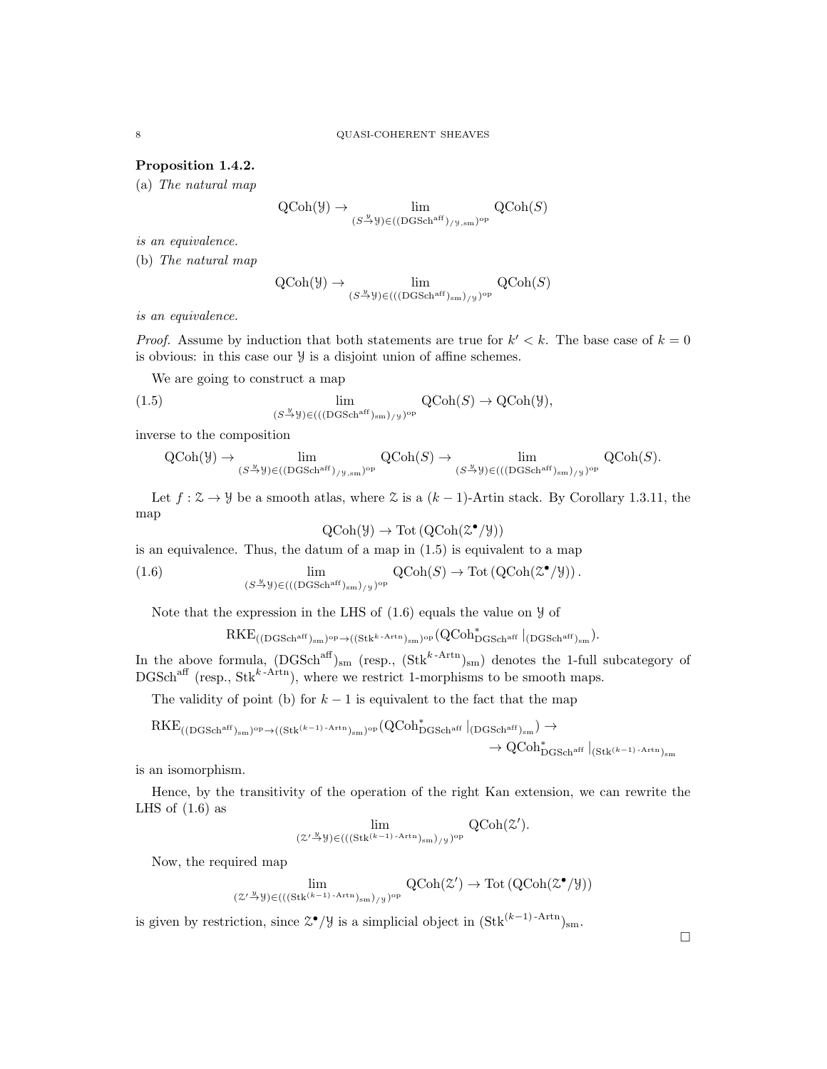**Proposition 1.4.2.**

(a) *The natural map*

$$\mathrm{QCoh}(\mathcal{Y}) \to \lim_{(S \xrightarrow{y} \mathcal{Y}) \in ((\mathrm{DGSch}^{\mathrm{aff}})_{/\mathcal{Y},\mathrm{sm}})^{\mathrm{op}}} \mathrm{QCoh}(S)$$

*is an equivalence.*

(b) *The natural map*

$$\mathrm{QCoh}(\mathcal{Y}) \to \lim_{(S \xrightarrow{y} \mathcal{Y}) \in (((\mathrm{DGSch}^{\mathrm{aff}})_{\mathrm{sm}})_{/\mathcal{Y}})^{\mathrm{op}}} \mathrm{QCoh}(S)$$

*is an equivalence.*

*Proof.* Assume by induction that both statements are true for $k' < k$. The base case of $k = 0$ is obvious: in this case our $\mathcal{Y}$ is a disjoint union of affine schemes.

We are going to construct a map

$$\lim_{(S \xrightarrow{y} \mathcal{Y}) \in (((\mathrm{DGSch}^{\mathrm{aff}})_{\mathrm{sm}})_{/\mathcal{Y}})^{\mathrm{op}}} \mathrm{QCoh}(S) \to \mathrm{QCoh}(\mathcal{Y}), \tag{1.5}$$

inverse to the composition

$$\mathrm{QCoh}(\mathcal{Y}) \to \lim_{(S \xrightarrow{y} \mathcal{Y}) \in ((\mathrm{DGSch}^{\mathrm{aff}})_{/\mathcal{Y},\mathrm{sm}})^{\mathrm{op}}} \mathrm{QCoh}(S) \to \lim_{(S \xrightarrow{y} \mathcal{Y}) \in (((\mathrm{DGSch}^{\mathrm{aff}})_{\mathrm{sm}})_{/\mathcal{Y}})^{\mathrm{op}}} \mathrm{QCoh}(S).$$

Let $f : \mathcal{Z} \to \mathcal{Y}$ be a smooth atlas, where $\mathcal{Z}$ is a $(k-1)$-Artin stack. By Corollary 1.3.11, the map

$$\mathrm{QCoh}(\mathcal{Y}) \to \mathrm{Tot}\left(\mathrm{QCoh}(\mathcal{Z}^\bullet/\mathcal{Y})\right)$$

is an equivalence. Thus, the datum of a map in (1.5) is equivalent to a map

$$\lim_{(S \xrightarrow{y} \mathcal{Y}) \in (((\mathrm{DGSch}^{\mathrm{aff}})_{\mathrm{sm}})_{/\mathcal{Y}})^{\mathrm{op}}} \mathrm{QCoh}(S) \to \mathrm{Tot}\left(\mathrm{QCoh}(\mathcal{Z}^\bullet/\mathcal{Y})\right). \tag{1.6}$$

Note that the expression in the LHS of (1.6) equals the value on $\mathcal{Y}$ of

$$\mathrm{RKE}_{((\mathrm{DGSch}^{\mathrm{aff}})_{\mathrm{sm}})^{\mathrm{op}} \to ((\mathrm{Stk}^{k\text{-}\mathrm{Artn}})_{\mathrm{sm}})^{\mathrm{op}}}(\mathrm{QCoh}^*_{\mathrm{DGSch}^{\mathrm{aff}}}|_{(\mathrm{DGSch}^{\mathrm{aff}})_{\mathrm{sm}}}).$$

In the above formula, $(\mathrm{DGSch}^{\mathrm{aff}})_{\mathrm{sm}}$ (resp., $(\mathrm{Stk}^{k\text{-}\mathrm{Artn}})_{\mathrm{sm}}$) denotes the 1-full subcategory of $\mathrm{DGSch}^{\mathrm{aff}}$ (resp., $\mathrm{Stk}^{k\text{-}\mathrm{Artn}}$), where we restrict 1-morphisms to be smooth maps.

The validity of point (b) for $k-1$ is equivalent to the fact that the map

$$\mathrm{RKE}_{((\mathrm{DGSch}^{\mathrm{aff}})_{\mathrm{sm}})^{\mathrm{op}} \to ((\mathrm{Stk}^{(k-1)\text{-}\mathrm{Artn}})_{\mathrm{sm}})^{\mathrm{op}}}(\mathrm{QCoh}^*_{\mathrm{DGSch}^{\mathrm{aff}}}|_{(\mathrm{DGSch}^{\mathrm{aff}})_{\mathrm{sm}}}) \to \\ \to \mathrm{QCoh}^*_{\mathrm{DGSch}^{\mathrm{aff}}}|_{(\mathrm{Stk}^{(k-1)\text{-}\mathrm{Artn}})_{\mathrm{sm}}}$$

is an isomorphism.

Hence, by the transitivity of the operation of the right Kan extension, we can rewrite the LHS of (1.6) as

$$\lim_{(\mathcal{Z}' \xrightarrow{y} \mathcal{Y}) \in (((\mathrm{Stk}^{(k-1)\text{-}\mathrm{Artn}})_{\mathrm{sm}})_{/\mathcal{Y}})^{\mathrm{op}}} \mathrm{QCoh}(\mathcal{Z}').$$

Now, the required map

$$\lim_{(\mathcal{Z}' \xrightarrow{y} \mathcal{Y}) \in (((\mathrm{Stk}^{(k-1)\text{-}\mathrm{Artn}})_{\mathrm{sm}})_{/\mathcal{Y}})^{\mathrm{op}}} \mathrm{QCoh}(\mathcal{Z}') \to \mathrm{Tot}\left(\mathrm{QCoh}(\mathcal{Z}^\bullet/\mathcal{Y})\right)$$

is given by restriction, since $\mathcal{Z}^\bullet/\mathcal{Y}$ is a simplicial object in $(\mathrm{Stk}^{(k-1)\text{-}\mathrm{Artn}})_{\mathrm{sm}}$.

□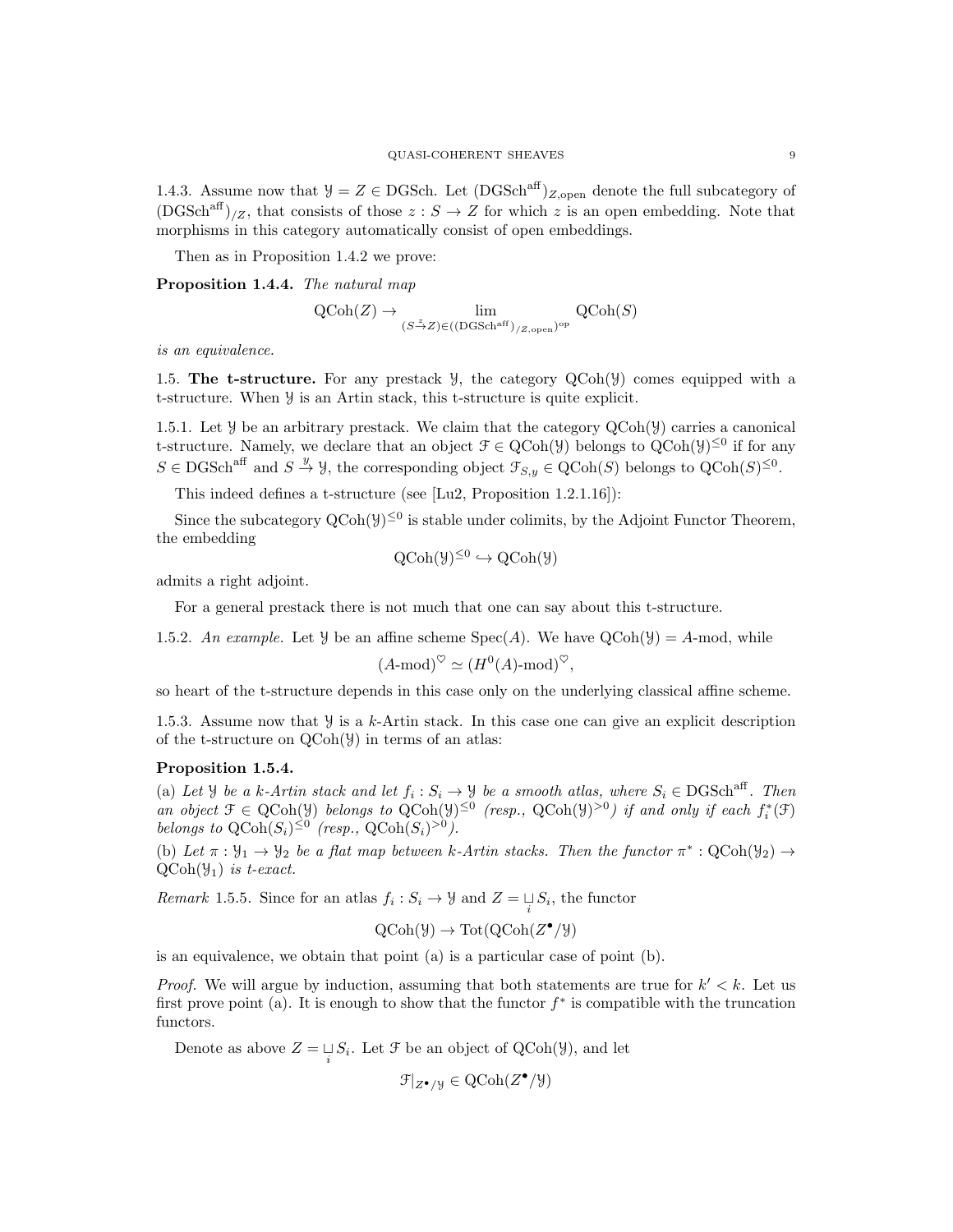1.4.3. Assume now that $\mathcal{Y} = Z \in \mathrm{DGSch}$. Let $(\mathrm{DGSch}^{\mathrm{aff}})_{Z,\mathrm{open}}$ denote the full subcategory of $(\mathrm{DGSch}^{\mathrm{aff}})_{/Z}$, that consists of those $z : S \to Z$ for which $z$ is an open embedding. Note that morphisms in this category automatically consist of open embeddings.

Then as in Proposition 1.4.2 we prove:

**Proposition 1.4.4.** *The natural map*

$$\mathrm{QCoh}(Z) \to \lim_{(S \xrightarrow{z} Z) \in ((\mathrm{DGSch}^{\mathrm{aff}})_{/Z,\mathrm{open}})^{\mathrm{op}}} \mathrm{QCoh}(S)$$

*is an equivalence.*

1.5. **The t-structure.** For any prestack $\mathcal{Y}$, the category $\mathrm{QCoh}(\mathcal{Y})$ comes equipped with a t-structure. When $\mathcal{Y}$ is an Artin stack, this t-structure is quite explicit.

1.5.1. Let $\mathcal{Y}$ be an arbitrary prestack. We claim that the category $\mathrm{QCoh}(\mathcal{Y})$ carries a canonical t-structure. Namely, we declare that an object $\mathcal{F} \in \mathrm{QCoh}(\mathcal{Y})$ belongs to $\mathrm{QCoh}(\mathcal{Y})^{\leq 0}$ if for any $S \in \mathrm{DGSch}^{\mathrm{aff}}$ and $S \xrightarrow{y} \mathcal{Y}$, the corresponding object $\mathcal{F}_{S,y} \in \mathrm{QCoh}(S)$ belongs to $\mathrm{QCoh}(S)^{\leq 0}$.

This indeed defines a t-structure (see [Lu2, Proposition 1.2.1.16]):

Since the subcategory $\mathrm{QCoh}(\mathcal{Y})^{\leq 0}$ is stable under colimits, by the Adjoint Functor Theorem, the embedding

$$\mathrm{QCoh}(\mathcal{Y})^{\leq 0} \hookrightarrow \mathrm{QCoh}(\mathcal{Y})$$

admits a right adjoint.

For a general prestack there is not much that one can say about this t-structure.

1.5.2. *An example.* Let $\mathcal{Y}$ be an affine scheme $\mathrm{Spec}(A)$. We have $\mathrm{QCoh}(\mathcal{Y}) = A\text{-mod}$, while

$$(A\text{-mod})^{\heartsuit} \simeq (H^0(A)\text{-mod})^{\heartsuit},$$

so heart of the t-structure depends in this case only on the underlying classical affine scheme.

1.5.3. Assume now that $\mathcal{Y}$ is a $k$-Artin stack. In this case one can give an explicit description of the t-structure on $\mathrm{QCoh}(\mathcal{Y})$ in terms of an atlas:

**Proposition 1.5.4.**

(a) *Let $\mathcal{Y}$ be a $k$-Artin stack and let $f_i : S_i \to \mathcal{Y}$ be a smooth atlas, where $S_i \in \mathrm{DGSch}^{\mathrm{aff}}$. Then an object $\mathcal{F} \in \mathrm{QCoh}(\mathcal{Y})$ belongs to $\mathrm{QCoh}(\mathcal{Y})^{\leq 0}$ (resp., $\mathrm{QCoh}(\mathcal{Y})^{>0}$) if and only if each $f_i^*(\mathcal{F})$ belongs to $\mathrm{QCoh}(S_i)^{\leq 0}$ (resp., $\mathrm{QCoh}(S_i)^{>0}$).*

(b) *Let $\pi : \mathcal{Y}_1 \to \mathcal{Y}_2$ be a flat map between $k$-Artin stacks. Then the functor $\pi^* : \mathrm{QCoh}(\mathcal{Y}_2) \to \mathrm{QCoh}(\mathcal{Y}_1)$ is t-exact.*

*Remark* 1.5.5. Since for an atlas $f_i : S_i \to \mathcal{Y}$ and $Z = \underset{i}{\sqcup} S_i$, the functor

$$\mathrm{QCoh}(\mathcal{Y}) \to \mathrm{Tot}(\mathrm{QCoh}(Z^\bullet/\mathcal{Y}))$$

is an equivalence, we obtain that point (a) is a particular case of point (b).

*Proof.* We will argue by induction, assuming that both statements are true for $k' < k$. Let us first prove point (a). It is enough to show that the functor $f^*$ is compatible with the truncation functors.

Denote as above $Z = \underset{i}{\sqcup} S_i$. Let $\mathcal{F}$ be an object of $\mathrm{QCoh}(\mathcal{Y})$, and let

$$\mathcal{F}|_{Z^\bullet/\mathcal{Y}} \in \mathrm{QCoh}(Z^\bullet/\mathcal{Y})$$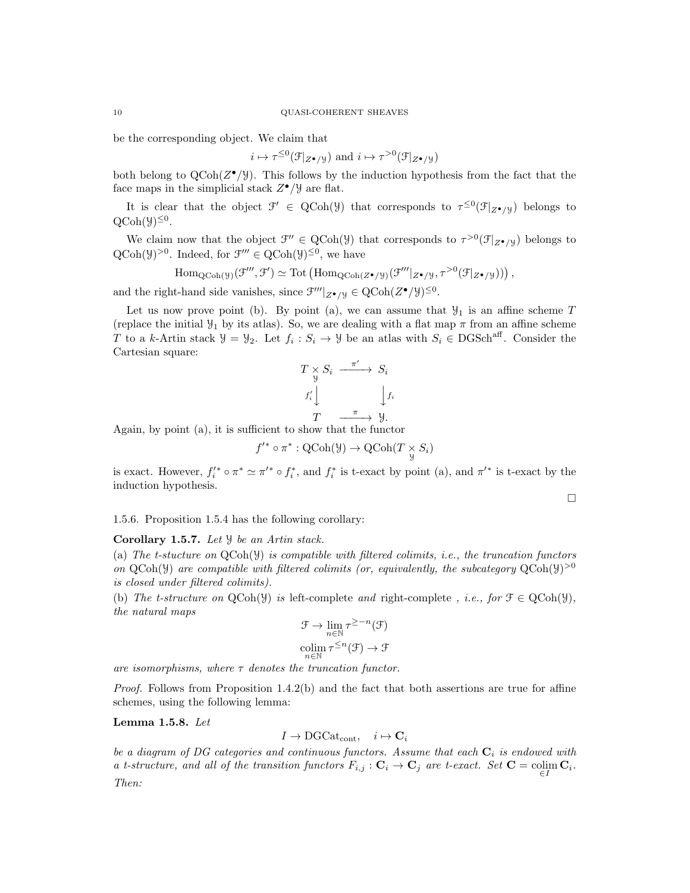be the corresponding object. We claim that

$$i \mapsto \tau^{\leq 0}(\mathcal{F}|_{Z^\bullet/\mathcal{Y}}) \text{ and } i \mapsto \tau^{>0}(\mathcal{F}|_{Z^\bullet/\mathcal{Y}})$$

both belong to $\mathrm{QCoh}(Z^\bullet/\mathcal{Y})$. This follows by the induction hypothesis from the fact that the face maps in the simplicial stack $Z^\bullet/\mathcal{Y}$ are flat.

It is clear that the object $\mathcal{F}' \in \mathrm{QCoh}(\mathcal{Y})$ that corresponds to $\tau^{\leq 0}(\mathcal{F}|_{Z^\bullet/\mathcal{Y}})$ belongs to $\mathrm{QCoh}(\mathcal{Y})^{\leq 0}$.

We claim now that the object $\mathcal{F}'' \in \mathrm{QCoh}(\mathcal{Y})$ that corresponds to $\tau^{>0}(\mathcal{F}|_{Z^\bullet/\mathcal{Y}})$ belongs to $\mathrm{QCoh}(\mathcal{Y})^{>0}$. Indeed, for $\mathcal{F}''' \in \mathrm{QCoh}(\mathcal{Y})^{\leq 0}$, we have

$$\mathrm{Hom}_{\mathrm{QCoh}(\mathcal{Y})}(\mathcal{F}''', \mathcal{F}') \simeq \mathrm{Tot}\left(\mathrm{Hom}_{\mathrm{QCoh}(Z^\bullet/\mathcal{Y})}(\mathcal{F}'''|_{Z^\bullet/\mathcal{Y}}, \tau^{>0}(\mathcal{F}|_{Z^\bullet/\mathcal{Y}}))\right),$$

and the right-hand side vanishes, since $\mathcal{F}'''|_{Z^\bullet/\mathcal{Y}} \in \mathrm{QCoh}(Z^\bullet/\mathcal{Y})^{\leq 0}$.

Let us now prove point (b). By point (a), we can assume that $\mathcal{Y}_1$ is an affine scheme $T$ (replace the initial $\mathcal{Y}_1$ by its atlas). So, we are dealing with a flat map $\pi$ from an affine scheme $T$ to a $k$-Artin stack $\mathcal{Y} = \mathcal{Y}_2$. Let $f_i : S_i \to \mathcal{Y}$ be an atlas with $S_i \in \mathrm{DGSch}^{\mathrm{aff}}$. Consider the Cartesian square:

$$\begin{array}{ccc} T \underset{\mathcal{Y}}{\times} S_i & \xrightarrow{\pi'} & S_i \\ {\scriptstyle f_i'}\downarrow & & \downarrow{\scriptstyle f_i} \\ T & \xrightarrow{\pi} & \mathcal{Y}. \end{array}$$

Again, by point (a), it is sufficient to show that the functor

$$f'^* \circ \pi^* : \mathrm{QCoh}(\mathcal{Y}) \to \mathrm{QCoh}(T \underset{\mathcal{Y}}{\times} S_i)$$

is exact. However, $f_i'^* \circ \pi^* \simeq \pi'^* \circ f_i^*$, and $f_i^*$ is t-exact by point (a), and $\pi'^*$ is t-exact by the induction hypothesis.

□

1.5.6. Proposition 1.5.4 has the following corollary:

**Corollary 1.5.7.** *Let $\mathcal{Y}$ be an Artin stack.*

*(a) The t-stucture on $\mathrm{QCoh}(\mathcal{Y})$ is compatible with filtered colimits, i.e., the truncation functors on $\mathrm{QCoh}(\mathcal{Y})$ are compatible with filtered colimits (or, equivalently, the subcategory $\mathrm{QCoh}(\mathcal{Y})^{>0}$ is closed under filtered colimits).*

*(b) The t-structure on $\mathrm{QCoh}(\mathcal{Y})$ is* left-complete *and* right-complete *, i.e., for $\mathcal{F} \in \mathrm{QCoh}(\mathcal{Y})$, the natural maps*

$$\mathcal{F} \to \lim_{n \in \mathbb{N}} \tau^{\geq -n}(\mathcal{F})$$
$$\operatorname*{colim}_{n \in \mathbb{N}} \tau^{\leq n}(\mathcal{F}) \to \mathcal{F}$$

*are isomorphisms, where $\tau$ denotes the truncation functor.*

*Proof.* Follows from Proposition 1.4.2(b) and the fact that both assertions are true for affine schemes, using the following lemma:

**Lemma 1.5.8.** *Let*

$$I \to \mathrm{DGCat}_{\mathrm{cont}}, \quad i \mapsto \mathbf{C}_i$$

*be a diagram of DG categories and continuous functors. Assume that each $\mathbf{C}_i$ is endowed with a t-structure, and all of the transition functors $F_{i,j} : \mathbf{C}_i \to \mathbf{C}_j$ are t-exact. Set $\mathbf{C} = \operatorname*{colim}_{\in I} \mathbf{C}_i$. Then:*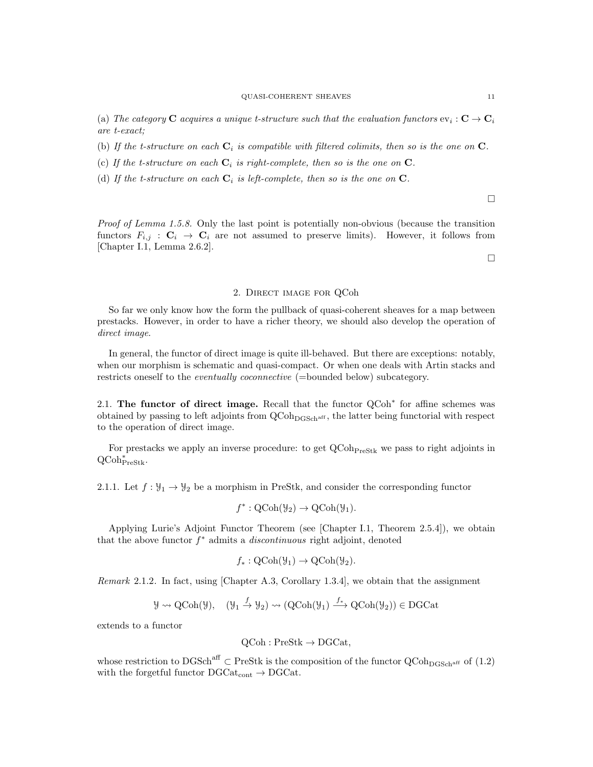(a) *The category* $\mathbf{C}$ *acquires a unique t-structure such that the evaluation functors* $\mathrm{ev}_i : \mathbf{C} \to \mathbf{C}_i$ *are t-exact;*

(b) *If the t-structure on each* $\mathbf{C}_i$ *is compatible with filtered colimits, then so is the one on* $\mathbf{C}$.

(c) *If the t-structure on each* $\mathbf{C}_i$ *is right-complete, then so is the one on* $\mathbf{C}$.

(d) *If the t-structure on each* $\mathbf{C}_i$ *is left-complete, then so is the one on* $\mathbf{C}$.

□

*Proof of Lemma 1.5.8.* Only the last point is potentially non-obvious (because the transition functors $F_{i,j} : \mathbf{C}_i \to \mathbf{C}_i$ are not assumed to preserve limits). However, it follows from [Chapter I.1, Lemma 2.6.2].

□

## 2. Direct image for QCoh

So far we only know how the form the pullback of quasi-coherent sheaves for a map between prestacks. However, in order to have a richer theory, we should also develop the operation of *direct image*.

In general, the functor of direct image is quite ill-behaved. But there are exceptions: notably, when our morphism is schematic and quasi-compact. Or when one deals with Artin stacks and restricts oneself to the *eventually coconnective* (=bounded below) subcategory.

### 2.1. The functor of direct image.

Recall that the functor $\mathrm{QCoh}^*$ for affine schemes was obtained by passing to left adjoints from $\mathrm{QCoh}_{\mathrm{DGSch}^{\mathrm{aff}}}$, the latter being functorial with respect to the operation of direct image.

For prestacks we apply an inverse procedure: to get $\mathrm{QCoh}_{\mathrm{PreStk}}$ we pass to right adjoints in $\mathrm{QCoh}^*_{\mathrm{PreStk}}$.

2.1.1. Let $f : \mathcal{Y}_1 \to \mathcal{Y}_2$ be a morphism in PreStk, and consider the corresponding functor

$$f^* : \mathrm{QCoh}(\mathcal{Y}_2) \to \mathrm{QCoh}(\mathcal{Y}_1).$$

Applying Lurie's Adjoint Functor Theorem (see [Chapter I.1, Theorem 2.5.4]), we obtain that the above functor $f^*$ admits a *discontinuous* right adjoint, denoted

$$f_* : \mathrm{QCoh}(\mathcal{Y}_1) \to \mathrm{QCoh}(\mathcal{Y}_2).$$

*Remark* 2.1.2. In fact, using [Chapter A.3, Corollary 1.3.4], we obtain that the assignment

$$\mathcal{Y} \rightsquigarrow \mathrm{QCoh}(\mathcal{Y}), \quad (\mathcal{Y}_1 \xrightarrow{f} \mathcal{Y}_2) \rightsquigarrow (\mathrm{QCoh}(\mathcal{Y}_1) \xrightarrow{f_*} \mathrm{QCoh}(\mathcal{Y}_2)) \in \mathrm{DGCat}$$

extends to a functor

$$\mathrm{QCoh} : \mathrm{PreStk} \to \mathrm{DGCat},$$

whose restriction to $\mathrm{DGSch}^{\mathrm{aff}} \subset \mathrm{PreStk}$ is the composition of the functor $\mathrm{QCoh}_{\mathrm{DGSch}^{\mathrm{aff}}}$ of (1.2) with the forgetful functor $\mathrm{DGCat}_{\mathrm{cont}} \to \mathrm{DGCat}$.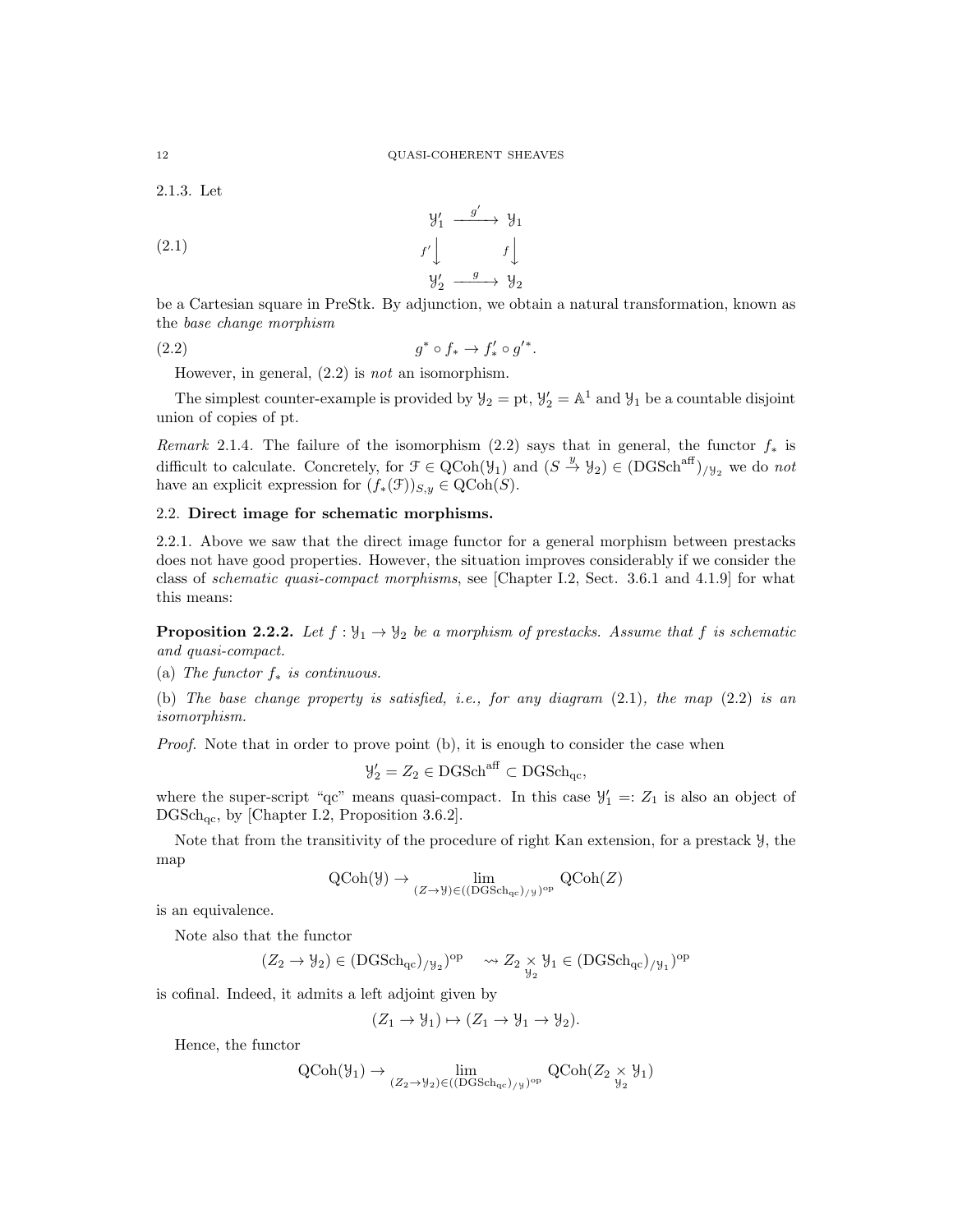2.1.3. Let

$$
\begin{array}{ccc}
\mathcal{Y}'_1 & \xrightarrow{g'} & \mathcal{Y}_1 \\
{\scriptstyle f'}\downarrow & & {\scriptstyle f}\downarrow \\
\mathcal{Y}'_2 & \xrightarrow{g} & \mathcal{Y}_2
\end{array}
\tag{2.1}
$$

be a Cartesian square in PreStk. By adjunction, we obtain a natural transformation, known as the *base change morphism*

$$g^* \circ f_* \to f'_* \circ g'^*. \tag{2.2}$$

However, in general, (2.2) is *not* an isomorphism.

The simplest counter-example is provided by $\mathcal{Y}_2 = \mathrm{pt}$, $\mathcal{Y}'_2 = \mathbb{A}^1$ and $\mathcal{Y}_1$ be a countable disjoint union of copies of pt.

*Remark* 2.1.4. The failure of the isomorphism (2.2) says that in general, the functor $f_*$ is difficult to calculate. Concretely, for $\mathcal{F} \in \mathrm{QCoh}(\mathcal{Y}_1)$ and $(S \overset{y}{\to} \mathcal{Y}_2) \in (\mathrm{DGSch}^{\mathrm{aff}})_{/\mathcal{Y}_2}$ we do *not* have an explicit expression for $(f_*(\mathcal{F}))_{S,y} \in \mathrm{QCoh}(S)$.

## 2.2. **Direct image for schematic morphisms.**

2.2.1. Above we saw that the direct image functor for a general morphism between prestacks does not have good properties. However, the situation improves considerably if we consider the class of *schematic quasi-compact morphisms*, see [Chapter I.2, Sect. 3.6.1 and 4.1.9] for what this means:

**Proposition 2.2.2.** *Let $f : \mathcal{Y}_1 \to \mathcal{Y}_2$ be a morphism of prestacks. Assume that $f$ is schematic and quasi-compact.*

(a) *The functor $f_*$ is continuous.*

(b) *The base change property is satisfied, i.e., for any diagram (2.1), the map (2.2) is an isomorphism.*

*Proof.* Note that in order to prove point (b), it is enough to consider the case when

$$\mathcal{Y}'_2 = Z_2 \in \mathrm{DGSch}^{\mathrm{aff}} \subset \mathrm{DGSch}_{\mathrm{qc}},$$

where the super-script "qc" means quasi-compact. In this case $\mathcal{Y}'_1 =: Z_1$ is also an object of $\mathrm{DGSch}_{\mathrm{qc}}$, by [Chapter I.2, Proposition 3.6.2].

Note that from the transitivity of the procedure of right Kan extension, for a prestack $\mathcal{Y}$, the map

$$\mathrm{QCoh}(\mathcal{Y}) \to \lim_{(Z \to \mathcal{Y}) \in ((\mathrm{DGSch}_{\mathrm{qc}})_{/\mathcal{Y}})^{\mathrm{op}}} \mathrm{QCoh}(Z)$$

is an equivalence.

Note also that the functor

$$(Z_2 \to \mathcal{Y}_2) \in (\mathrm{DGSch}_{\mathrm{qc}})_{/\mathcal{Y}_2})^{\mathrm{op}} \quad \rightsquigarrow Z_2 \underset{\mathcal{Y}_2}{\times} \mathcal{Y}_1 \in (\mathrm{DGSch}_{\mathrm{qc}})_{/\mathcal{Y}_1})^{\mathrm{op}}$$

is cofinal. Indeed, it admits a left adjoint given by

$$(Z_1 \to \mathcal{Y}_1) \mapsto (Z_1 \to \mathcal{Y}_1 \to \mathcal{Y}_2).$$

Hence, the functor

$$\mathrm{QCoh}(\mathcal{Y}_1) \to \lim_{(Z_2 \to \mathcal{Y}_2) \in ((\mathrm{DGSch}_{\mathrm{qc}})_{/\mathcal{Y}})^{\mathrm{op}}} \mathrm{QCoh}(Z_2 \underset{\mathcal{Y}_2}{\times} \mathcal{Y}_1)$$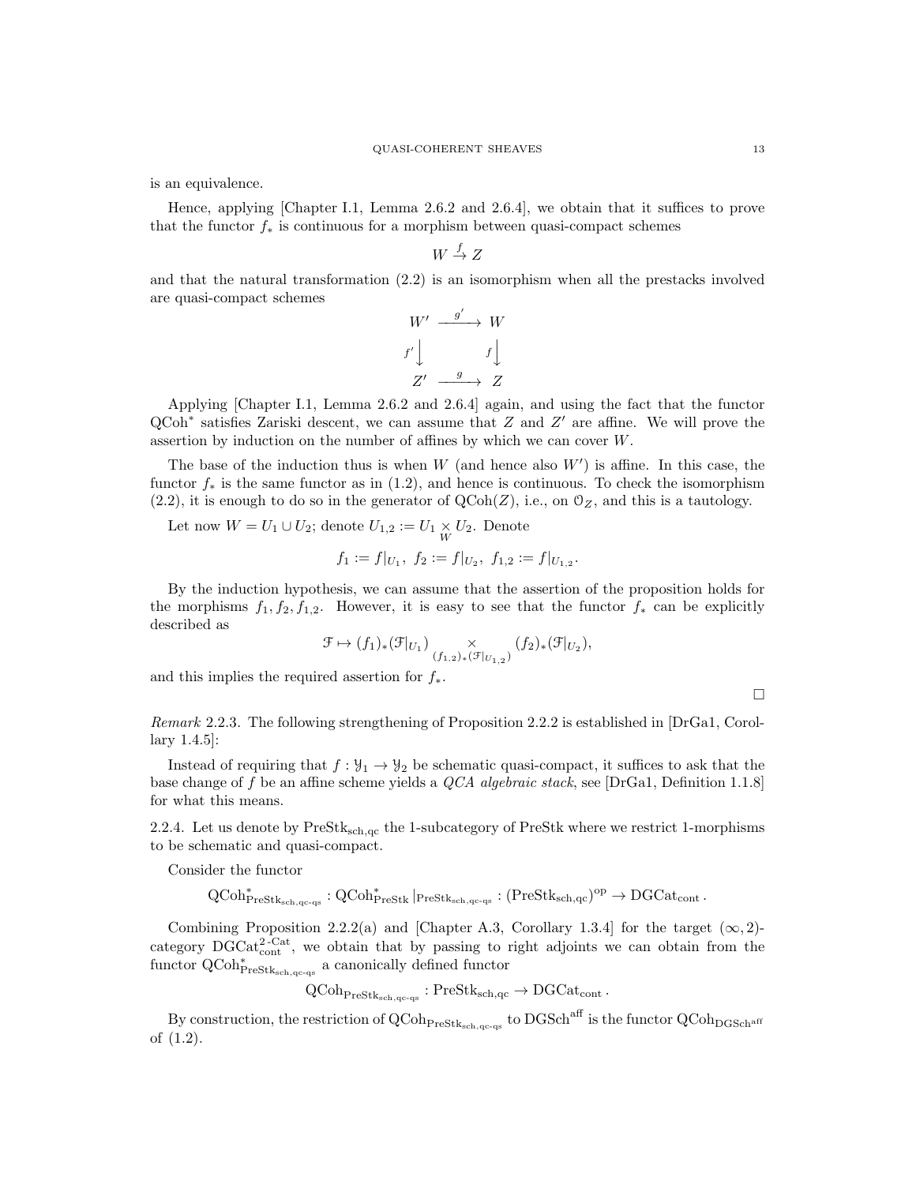is an equivalence.

Hence, applying [Chapter I.1, Lemma 2.6.2 and 2.6.4], we obtain that it suffices to prove that the functor $f_*$ is continuous for a morphism between quasi-compact schemes

$$W \overset{f}{\to} Z$$

and that the natural transformation (2.2) is an isomorphism when all the prestacks involved are quasi-compact schemes

$$\begin{array}{ccc} W' & \xrightarrow{g'} & W \\ {\scriptstyle f'}\downarrow & & {\scriptstyle f}\downarrow \\ Z' & \xrightarrow{g} & Z \end{array}$$

Applying [Chapter I.1, Lemma 2.6.2 and 2.6.4] again, and using the fact that the functor $\mathrm{QCoh}^*$ satisfies Zariski descent, we can assume that $Z$ and $Z'$ are affine. We will prove the assertion by induction on the number of affines by which we can cover $W$.

The base of the induction thus is when $W$ (and hence also $W'$) is affine. In this case, the functor $f_*$ is the same functor as in (1.2), and hence is continuous. To check the isomorphism (2.2), it is enough to do so in the generator of $\mathrm{QCoh}(Z)$, i.e., on $\mathcal{O}_Z$, and this is a tautology.

Let now $W = U_1 \cup U_2$; denote $U_{1,2} := U_1 \underset{W}{\times} U_2$. Denote

$$f_1 := f|_{U_1},\ f_2 := f|_{U_2},\ f_{1,2} := f|_{U_{1,2}}.$$

By the induction hypothesis, we can assume that the assertion of the proposition holds for the morphisms $f_1, f_2, f_{1,2}$. However, it is easy to see that the functor $f_*$ can be explicitly described as

$$\mathcal{F} \mapsto (f_1)_*(\mathcal{F}|_{U_1}) \underset{(f_{1,2})_*(\mathcal{F}|_{U_{1,2}})}{\times} (f_2)_*(\mathcal{F}|_{U_2}),$$

and this implies the required assertion for $f_*$.

□

*Remark* 2.2.3. The following strengthening of Proposition 2.2.2 is established in [DrGa1, Corollary 1.4.5]:

Instead of requiring that $f : \mathcal{Y}_1 \to \mathcal{Y}_2$ be schematic quasi-compact, it suffices to ask that the base change of $f$ be an affine scheme yields a *QCA algebraic stack*, see [DrGa1, Definition 1.1.8] for what this means.

2.2.4. Let us denote by $\mathrm{PreStk}_{\mathrm{sch,qc}}$ the 1-subcategory of PreStk where we restrict 1-morphisms to be schematic and quasi-compact.

Consider the functor

$$\mathrm{QCoh}^*_{\mathrm{PreStk}_{\mathrm{sch,qc\text{-}qs}}} : \mathrm{QCoh}^*_{\mathrm{PreStk}}|_{\mathrm{PreStk}_{\mathrm{sch,qc\text{-}qs}}} : (\mathrm{PreStk}_{\mathrm{sch,qc}})^{\mathrm{op}} \to \mathrm{DGCat}_{\mathrm{cont}}.$$

Combining Proposition 2.2.2(a) and [Chapter A.3, Corollary 1.3.4] for the target $(\infty,2)$-category $\mathrm{DGCat}^{2\text{-Cat}}_{\mathrm{cont}}$, we obtain that by passing to right adjoints we can obtain from the functor $\mathrm{QCoh}^*_{\mathrm{PreStk}_{\mathrm{sch,qc\text{-}qs}}}$ a canonically defined functor

$$\mathrm{QCoh}_{\mathrm{PreStk}_{\mathrm{sch,qc\text{-}qs}}} : \mathrm{PreStk}_{\mathrm{sch,qc}} \to \mathrm{DGCat}_{\mathrm{cont}}.$$

By construction, the restriction of $\mathrm{QCoh}_{\mathrm{PreStk}_{\mathrm{sch,qc\text{-}qs}}}$ to $\mathrm{DGSch}^{\mathrm{aff}}$ is the functor $\mathrm{QCoh}_{\mathrm{DGSch}^{\mathrm{aff}}}$ of (1.2).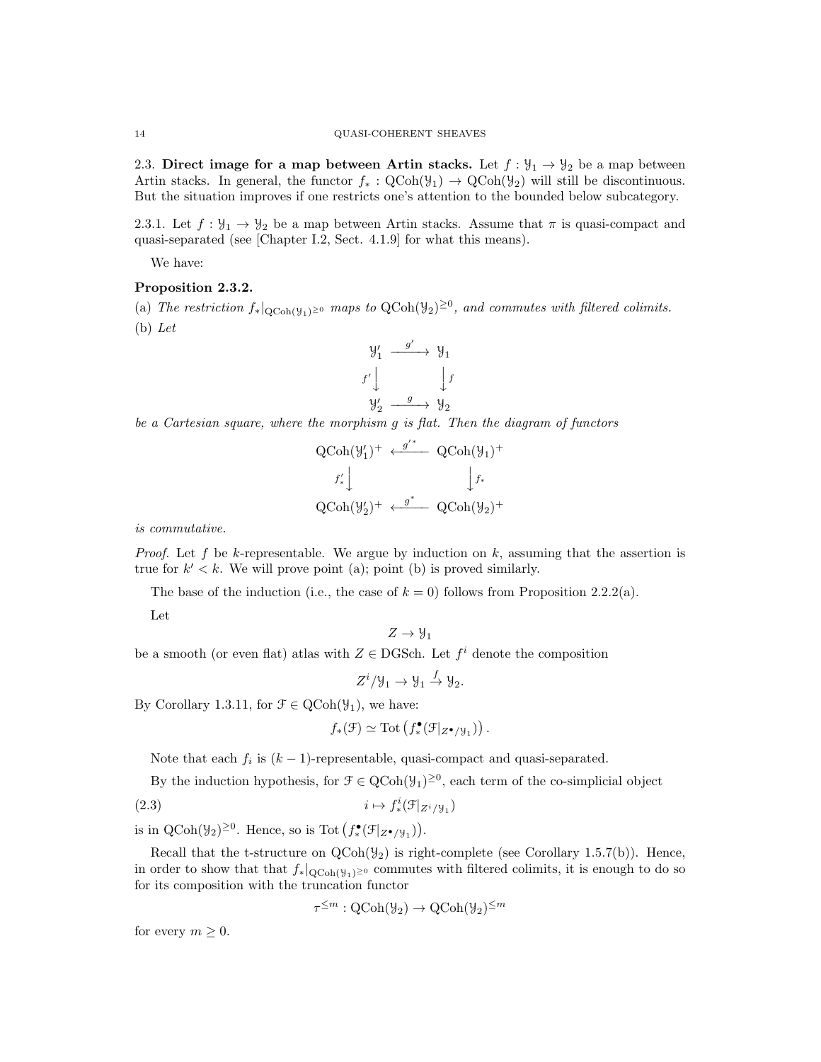2.3. **Direct image for a map between Artin stacks.** Let $f : \mathcal{Y}_1 \to \mathcal{Y}_2$ be a map between Artin stacks. In general, the functor $f_* : \mathrm{QCoh}(\mathcal{Y}_1) \to \mathrm{QCoh}(\mathcal{Y}_2)$ will still be discontinuous. But the situation improves if one restricts one's attention to the bounded below subcategory.

2.3.1. Let $f : \mathcal{Y}_1 \to \mathcal{Y}_2$ be a map between Artin stacks. Assume that $\pi$ is quasi-compact and quasi-separated (see [Chapter I.2, Sect. 4.1.9] for what this means).

We have:

**Proposition 2.3.2.**

(a) *The restriction $f_*|_{\mathrm{QCoh}(\mathcal{Y}_1)^{\geq 0}}$ maps to $\mathrm{QCoh}(\mathcal{Y}_2)^{\geq 0}$, and commutes with filtered colimits.*

(b) *Let*

$$\begin{array}{ccc} \mathcal{Y}_1' & \xrightarrow{g'} & \mathcal{Y}_1 \\ {\scriptstyle f'}\downarrow & & \downarrow{\scriptstyle f} \\ \mathcal{Y}_2' & \xrightarrow{g} & \mathcal{Y}_2 \end{array}$$

*be a Cartesian square, where the morphism $g$ is flat. Then the diagram of functors*

$$\begin{array}{ccc} \mathrm{QCoh}(\mathcal{Y}_1')^+ & \xleftarrow{g'^*} & \mathrm{QCoh}(\mathcal{Y}_1)^+ \\ {\scriptstyle f'_*}\downarrow & & \downarrow{\scriptstyle f_*} \\ \mathrm{QCoh}(\mathcal{Y}_2')^+ & \xleftarrow{g^*} & \mathrm{QCoh}(\mathcal{Y}_2)^+ \end{array}$$

*is commutative.*

*Proof.* Let $f$ be $k$-representable. We argue by induction on $k$, assuming that the assertion is true for $k' < k$. We will prove point (a); point (b) is proved similarly.

The base of the induction (i.e., the case of $k = 0$) follows from Proposition 2.2.2(a).

Let

$$Z \to \mathcal{Y}_1$$

be a smooth (or even flat) atlas with $Z \in \mathrm{DGSch}$. Let $f^i$ denote the composition

$$Z^i/\mathcal{Y}_1 \to \mathcal{Y}_1 \xrightarrow{f} \mathcal{Y}_2.$$

By Corollary 1.3.11, for $\mathcal{F} \in \mathrm{QCoh}(\mathcal{Y}_1)$, we have:

$$f_*(\mathcal{F}) \simeq \mathrm{Tot}\left(f_*^\bullet(\mathcal{F}|_{Z^\bullet/\mathcal{Y}_1})\right).$$

Note that each $f_i$ is $(k-1)$-representable, quasi-compact and quasi-separated.

By the induction hypothesis, for $\mathcal{F} \in \mathrm{QCoh}(\mathcal{Y}_1)^{\geq 0}$, each term of the co-simplicial object

$$i \mapsto f_*^i(\mathcal{F}|_{Z^i/\mathcal{Y}_1}) \tag{2.3}$$

is in $\mathrm{QCoh}(\mathcal{Y}_2)^{\geq 0}$. Hence, so is $\mathrm{Tot}\left(f_*^\bullet(\mathcal{F}|_{Z^\bullet/\mathcal{Y}_1})\right)$.

Recall that the t-structure on $\mathrm{QCoh}(\mathcal{Y}_2)$ is right-complete (see Corollary 1.5.7(b)). Hence, in order to show that that $f_*|_{\mathrm{QCoh}(\mathcal{Y}_1)^{\geq 0}}$ commutes with filtered colimits, it is enough to do so for its composition with the truncation functor

$$\tau^{\leq m} : \mathrm{QCoh}(\mathcal{Y}_2) \to \mathrm{QCoh}(\mathcal{Y}_2)^{\leq m}$$

for every $m \geq 0$.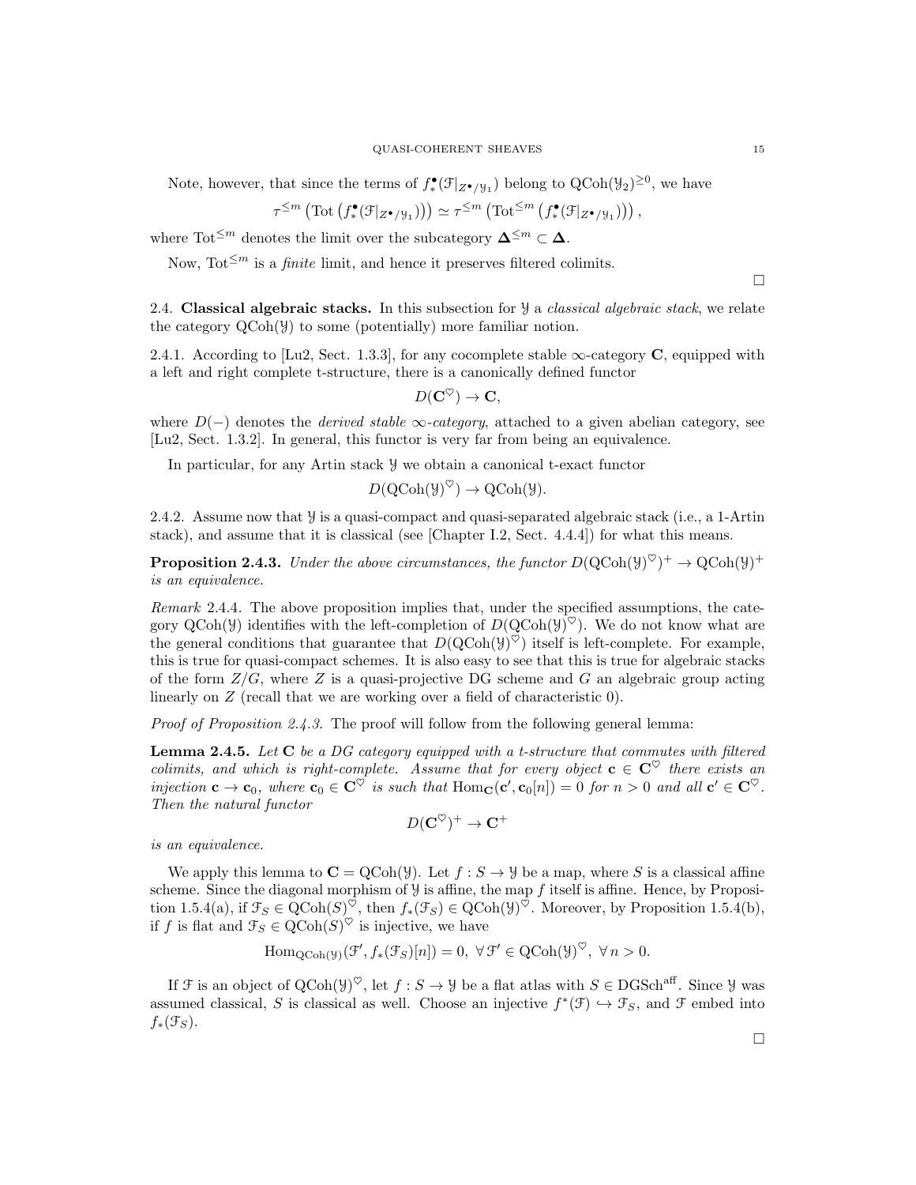Note, however, that since the terms of $f_*^\bullet(\mathcal{F}|_{Z^\bullet/\mathcal{Y}_1})$ belong to $\mathrm{QCoh}(\mathcal{Y}_2)^{\geq 0}$, we have

$$\tau^{\leq m}\left(\mathrm{Tot}\left(f_*^\bullet(\mathcal{F}|_{Z^\bullet/\mathcal{Y}_1})\right)\right) \simeq \tau^{\leq m}\left(\mathrm{Tot}^{\leq m}\left(f_*^\bullet(\mathcal{F}|_{Z^\bullet/\mathcal{Y}_1})\right)\right),$$

where $\mathrm{Tot}^{\leq m}$ denotes the limit over the subcategory $\mathbf{\Delta}^{\leq m} \subset \mathbf{\Delta}$.

Now, $\mathrm{Tot}^{\leq m}$ is a *finite* limit, and hence it preserves filtered colimits.

□

## 2.4. Classical algebraic stacks.

In this subsection for $\mathcal{Y}$ a *classical algebraic stack*, we relate the category $\mathrm{QCoh}(\mathcal{Y})$ to some (potentially) more familiar notion.

2.4.1. According to [Lu2, Sect. 1.3.3], for any cocomplete stable $\infty$-category $\mathbf{C}$, equipped with a left and right complete t-structure, there is a canonically defined functor

$$D(\mathbf{C}^\heartsuit) \to \mathbf{C},$$

where $D(-)$ denotes the *derived stable $\infty$-category*, attached to a given abelian category, see [Lu2, Sect. 1.3.2]. In general, this functor is very far from being an equivalence.

In particular, for any Artin stack $\mathcal{Y}$ we obtain a canonical t-exact functor

$$D(\mathrm{QCoh}(\mathcal{Y})^\heartsuit) \to \mathrm{QCoh}(\mathcal{Y}).$$

2.4.2. Assume now that $\mathcal{Y}$ is a quasi-compact and quasi-separated algebraic stack (i.e., a 1-Artin stack), and assume that it is classical (see [Chapter I.2, Sect. 4.4.4]) for what this means.

**Proposition 2.4.3.** *Under the above circumstances, the functor $D(\mathrm{QCoh}(\mathcal{Y})^\heartsuit)^+ \to \mathrm{QCoh}(\mathcal{Y})^+$ is an equivalence.*

*Remark* 2.4.4. The above proposition implies that, under the specified assumptions, the category $\mathrm{QCoh}(\mathcal{Y})$ identifies with the left-completion of $D(\mathrm{QCoh}(\mathcal{Y})^\heartsuit)$. We do not know what are the general conditions that guarantee that $D(\mathrm{QCoh}(\mathcal{Y})^\heartsuit)$ itself is left-complete. For example, this is true for quasi-compact schemes. It is also easy to see that this is true for algebraic stacks of the form $Z/G$, where $Z$ is a quasi-projective DG scheme and $G$ an algebraic group acting linearly on $Z$ (recall that we are working over a field of characteristic 0).

*Proof of Proposition 2.4.3.* The proof will follow from the following general lemma:

**Lemma 2.4.5.** *Let $\mathbf{C}$ be a DG category equipped with a t-structure that commutes with filtered colimits, and which is right-complete. Assume that for every object $\mathbf{c} \in \mathbf{C}^\heartsuit$ there exists an injection $\mathbf{c} \to \mathbf{c}_0$, where $\mathbf{c}_0 \in \mathbf{C}^\heartsuit$ is such that $\mathrm{Hom}_{\mathbf{C}}(\mathbf{c}', \mathbf{c}_0[n]) = 0$ for $n > 0$ and all $\mathbf{c}' \in \mathbf{C}^\heartsuit$. Then the natural functor*

$$D(\mathbf{C}^\heartsuit)^+ \to \mathbf{C}^+$$

*is an equivalence.*

We apply this lemma to $\mathbf{C} = \mathrm{QCoh}(\mathcal{Y})$. Let $f : S \to \mathcal{Y}$ be a map, where $S$ is a classical affine scheme. Since the diagonal morphism of $\mathcal{Y}$ is affine, the map $f$ itself is affine. Hence, by Proposition 1.5.4(a), if $\mathcal{F}_S \in \mathrm{QCoh}(S)^\heartsuit$, then $f_*(\mathcal{F}_S) \in \mathrm{QCoh}(\mathcal{Y})^\heartsuit$. Moreover, by Proposition 1.5.4(b), if $f$ is flat and $\mathcal{F}_S \in \mathrm{QCoh}(S)^\heartsuit$ is injective, we have

$$\mathrm{Hom}_{\mathrm{QCoh}(\mathcal{Y})}(\mathcal{F}', f_*(\mathcal{F}_S)[n]) = 0, \ \forall\, \mathcal{F}' \in \mathrm{QCoh}(\mathcal{Y})^\heartsuit, \ \forall\, n > 0.$$

If $\mathcal{F}$ is an object of $\mathrm{QCoh}(\mathcal{Y})^\heartsuit$, let $f : S \to \mathcal{Y}$ be a flat atlas with $S \in \mathrm{DGSch}^{\mathrm{aff}}$. Since $\mathcal{Y}$ was assumed classical, $S$ is classical as well. Choose an injective $f^*(\mathcal{F}) \hookrightarrow \mathcal{F}_S$, and $\mathcal{F}$ embed into $f_*(\mathcal{F}_S)$.

□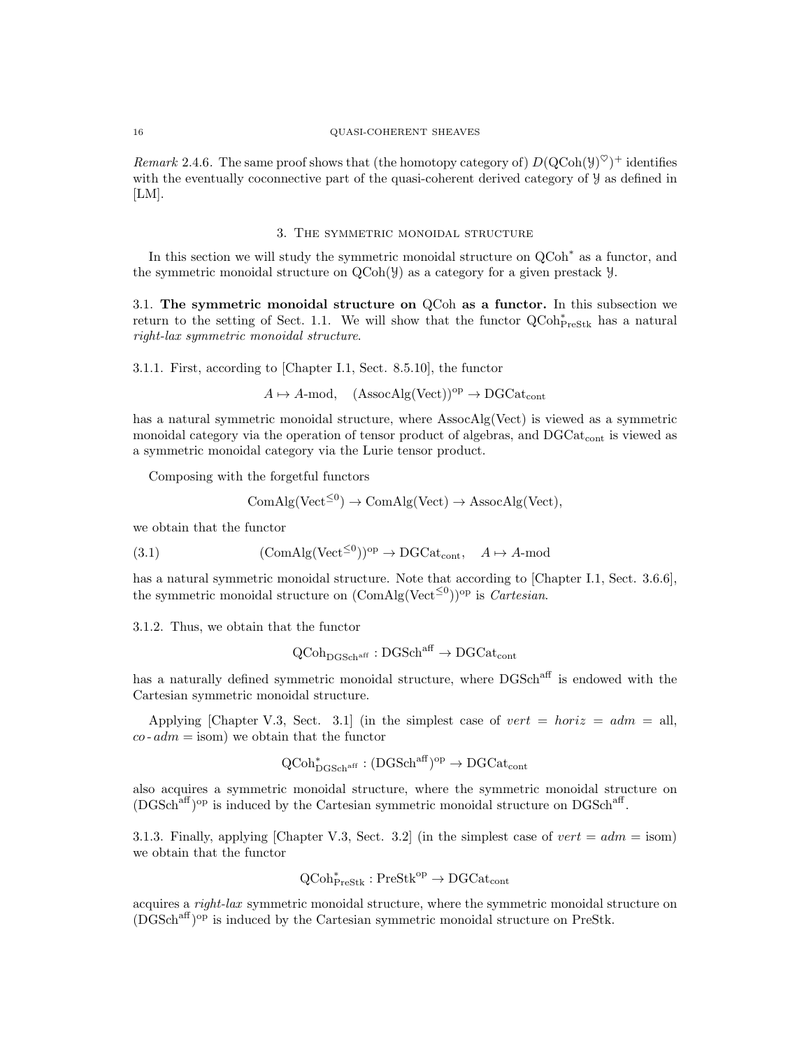*Remark* 2.4.6. The same proof shows that (the homotopy category of) $D(\mathrm{QCoh}(\mathcal{Y})^{\heartsuit})^{+}$ identifies with the eventually coconnective part of the quasi-coherent derived category of $\mathcal{Y}$ as defined in [LM].

## 3. The symmetric monoidal structure

In this section we will study the symmetric monoidal structure on $\mathrm{QCoh}^*$ as a functor, and the symmetric monoidal structure on $\mathrm{QCoh}(\mathcal{Y})$ as a category for a given prestack $\mathcal{Y}$.

### 3.1. The symmetric monoidal structure on QCoh as a functor.

In this subsection we return to the setting of Sect. 1.1. We will show that the functor $\mathrm{QCoh}^*_{\mathrm{PreStk}}$ has a natural *right-lax symmetric monoidal structure*.

3.1.1. First, according to [Chapter I.1, Sect. 8.5.10], the functor

$$A \mapsto A\text{-mod}, \quad (\mathrm{AssocAlg}(\mathrm{Vect}))^{\mathrm{op}} \to \mathrm{DGCat}_{\mathrm{cont}}$$

has a natural symmetric monoidal structure, where $\mathrm{AssocAlg}(\mathrm{Vect})$ is viewed as a symmetric monoidal category via the operation of tensor product of algebras, and $\mathrm{DGCat}_{\mathrm{cont}}$ is viewed as a symmetric monoidal category via the Lurie tensor product.

Composing with the forgetful functors

$$\mathrm{ComAlg}(\mathrm{Vect}^{\leq 0}) \to \mathrm{ComAlg}(\mathrm{Vect}) \to \mathrm{AssocAlg}(\mathrm{Vect}),$$

we obtain that the functor

$$(\mathrm{ComAlg}(\mathrm{Vect}^{\leq 0}))^{\mathrm{op}} \to \mathrm{DGCat}_{\mathrm{cont}}, \quad A \mapsto A\text{-mod} \tag{3.1}$$

has a natural symmetric monoidal structure. Note that according to [Chapter I.1, Sect. 3.6.6], the symmetric monoidal structure on $(\mathrm{ComAlg}(\mathrm{Vect}^{\leq 0}))^{\mathrm{op}}$ is *Cartesian*.

3.1.2. Thus, we obtain that the functor

$$\mathrm{QCoh}_{\mathrm{DGSch}^{\mathrm{aff}}} : \mathrm{DGSch}^{\mathrm{aff}} \to \mathrm{DGCat}_{\mathrm{cont}}$$

has a naturally defined symmetric monoidal structure, where $\mathrm{DGSch}^{\mathrm{aff}}$ is endowed with the Cartesian symmetric monoidal structure.

Applying [Chapter V.3, Sect. 3.1] (in the simplest case of $vert = horiz = adm =$ all, $co\text{-}adm =$ isom) we obtain that the functor

$$\mathrm{QCoh}^*_{\mathrm{DGSch}^{\mathrm{aff}}} : (\mathrm{DGSch}^{\mathrm{aff}})^{\mathrm{op}} \to \mathrm{DGCat}_{\mathrm{cont}}$$

also acquires a symmetric monoidal structure, where the symmetric monoidal structure on $(\mathrm{DGSch}^{\mathrm{aff}})^{\mathrm{op}}$ is induced by the Cartesian symmetric monoidal structure on $\mathrm{DGSch}^{\mathrm{aff}}$.

3.1.3. Finally, applying [Chapter V.3, Sect. 3.2] (in the simplest case of $vert = adm =$ isom) we obtain that the functor

$$\mathrm{QCoh}^*_{\mathrm{PreStk}} : \mathrm{PreStk}^{\mathrm{op}} \to \mathrm{DGCat}_{\mathrm{cont}}$$

acquires a *right-lax* symmetric monoidal structure, where the symmetric monoidal structure on $(\mathrm{DGSch}^{\mathrm{aff}})^{\mathrm{op}}$ is induced by the Cartesian symmetric monoidal structure on PreStk.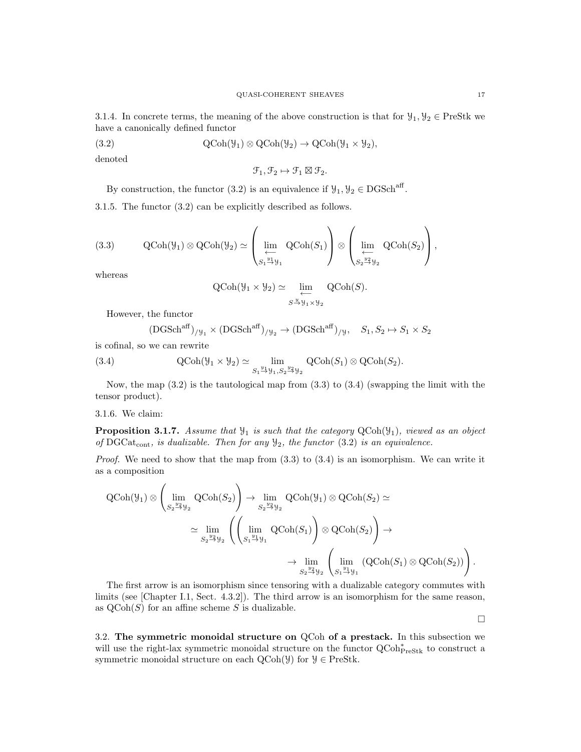3.1.4. In concrete terms, the meaning of the above construction is that for $\mathcal{Y}_1, \mathcal{Y}_2 \in \mathrm{PreStk}$ we have a canonically defined functor

$$\mathrm{QCoh}(\mathcal{Y}_1) \otimes \mathrm{QCoh}(\mathcal{Y}_2) \to \mathrm{QCoh}(\mathcal{Y}_1 \times \mathcal{Y}_2), \tag{3.2}$$

denoted

$$\mathcal{F}_1, \mathcal{F}_2 \mapsto \mathcal{F}_1 \boxtimes \mathcal{F}_2.$$

By construction, the functor (3.2) is an equivalence if $\mathcal{Y}_1, \mathcal{Y}_2 \in \mathrm{DGSch}^{\mathrm{aff}}$.

3.1.5. The functor (3.2) can be explicitly described as follows.

$$\mathrm{QCoh}(\mathcal{Y}_1) \otimes \mathrm{QCoh}(\mathcal{Y}_2) \simeq \left( \lim_{\substack{\longleftarrow \\ S_1 \overset{y_1}{\to} \mathcal{Y}_1}} \mathrm{QCoh}(S_1) \right) \otimes \left( \lim_{\substack{\longleftarrow \\ S_2 \overset{y_2}{\to} \mathcal{Y}_2}} \mathrm{QCoh}(S_2) \right), \tag{3.3}$$

whereas

$$\mathrm{QCoh}(\mathcal{Y}_1 \times \mathcal{Y}_2) \simeq \lim_{\substack{\longleftarrow \\ S \overset{y}{\to} \mathcal{Y}_1 \times \mathcal{Y}_2}} \mathrm{QCoh}(S).$$

However, the functor

$$(\mathrm{DGSch}^{\mathrm{aff}})_{/\mathcal{Y}_1} \times (\mathrm{DGSch}^{\mathrm{aff}})_{/\mathcal{Y}_2} \to (\mathrm{DGSch}^{\mathrm{aff}})_{/\mathcal{Y}}, \quad S_1, S_2 \mapsto S_1 \times S_2$$

is cofinal, so we can rewrite

$$\mathrm{QCoh}(\mathcal{Y}_1 \times \mathcal{Y}_2) \simeq \lim_{S_1 \overset{y_1}{\to} \mathcal{Y}_1, S_2 \overset{y_2}{\to} \mathcal{Y}_2} \mathrm{QCoh}(S_1) \otimes \mathrm{QCoh}(S_2). \tag{3.4}$$

Now, the map (3.2) is the tautological map from (3.3) to (3.4) (swapping the limit with the tensor product).

3.1.6. We claim:

**Proposition 3.1.7.** *Assume that $\mathcal{Y}_1$ is such that the category $\mathrm{QCoh}(\mathcal{Y}_1)$, viewed as an object of $\mathrm{DGCat}_{\mathrm{cont}}$, is dualizable. Then for any $\mathcal{Y}_2$, the functor (3.2) is an equivalence.*

*Proof.* We need to show that the map from (3.3) to (3.4) is an isomorphism. We can write it as a composition

$$\mathrm{QCoh}(\mathcal{Y}_1) \otimes \left( \lim_{\substack{\longleftarrow \\ S_2 \overset{y_2}{\to} \mathcal{Y}_2}} \mathrm{QCoh}(S_2) \right) \to \lim_{\substack{\longleftarrow \\ S_2 \overset{y_2}{\to} \mathcal{Y}_2}} \mathrm{QCoh}(\mathcal{Y}_1) \otimes \mathrm{QCoh}(S_2) \simeq$$

$$\simeq \lim_{\substack{\longleftarrow \\ S_2 \overset{y_2}{\to} \mathcal{Y}_2}} \left( \left( \lim_{\substack{\longleftarrow \\ S_1 \overset{y_1}{\to} \mathcal{Y}_1}} \mathrm{QCoh}(S_1) \right) \otimes \mathrm{QCoh}(S_2) \right) \to$$

$$\to \lim_{\substack{\longleftarrow \\ S_2 \overset{y_2}{\to} \mathcal{Y}_2}} \left( \lim_{\substack{\longleftarrow \\ S_1 \overset{y_1}{\to} \mathcal{Y}_1}} \left( \mathrm{QCoh}(S_1) \otimes \mathrm{QCoh}(S_2) \right) \right).$$

The first arrow is an isomorphism since tensoring with a dualizable category commutes with limits (see [Chapter I.1, Sect. 4.3.2]). The third arrow is an isomorphism for the same reason, as $\mathrm{QCoh}(S)$ for an affine scheme $S$ is dualizable.

□

3.2. **The symmetric monoidal structure on QCoh of a prestack.** In this subsection we will use the right-lax symmetric monoidal structure on the functor $\mathrm{QCoh}^*_{\mathrm{PreStk}}$ to construct a symmetric monoidal structure on each $\mathrm{QCoh}(\mathcal{Y})$ for $\mathcal{Y} \in \mathrm{PreStk}$.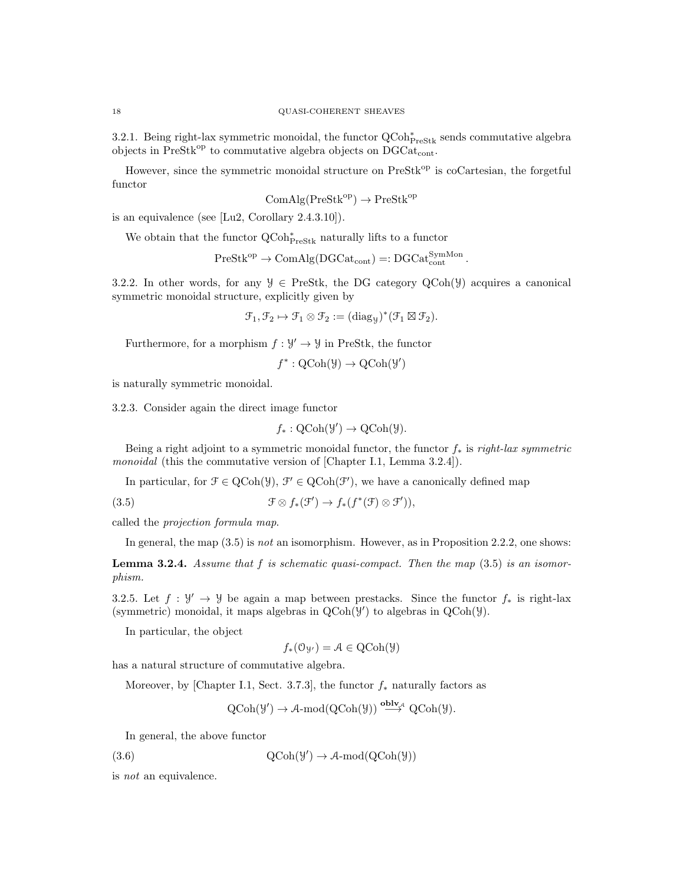3.2.1. Being right-lax symmetric monoidal, the functor $\mathrm{QCoh}^*_{\mathrm{PreStk}}$ sends commutative algebra objects in $\mathrm{PreStk}^{\mathrm{op}}$ to commutative algebra objects on $\mathrm{DGCat}_{\mathrm{cont}}$.

However, since the symmetric monoidal structure on $\mathrm{PreStk}^{\mathrm{op}}$ is coCartesian, the forgetful functor

$$\mathrm{ComAlg}(\mathrm{PreStk}^{\mathrm{op}}) \to \mathrm{PreStk}^{\mathrm{op}}$$

is an equivalence (see [Lu2, Corollary 2.4.3.10]).

We obtain that the functor $\mathrm{QCoh}^*_{\mathrm{PreStk}}$ naturally lifts to a functor

$$\mathrm{PreStk}^{\mathrm{op}} \to \mathrm{ComAlg}(\mathrm{DGCat}_{\mathrm{cont}}) =: \mathrm{DGCat}^{\mathrm{SymMon}}_{\mathrm{cont}}.$$

3.2.2. In other words, for any $\mathcal{Y} \in \mathrm{PreStk}$, the DG category $\mathrm{QCoh}(\mathcal{Y})$ acquires a canonical symmetric monoidal structure, explicitly given by

$$\mathcal{F}_1, \mathcal{F}_2 \mapsto \mathcal{F}_1 \otimes \mathcal{F}_2 := (\mathrm{diag}_{\mathcal{Y}})^*(\mathcal{F}_1 \boxtimes \mathcal{F}_2).$$

Furthermore, for a morphism $f : \mathcal{Y}' \to \mathcal{Y}$ in PreStk, the functor

$$f^* : \mathrm{QCoh}(\mathcal{Y}) \to \mathrm{QCoh}(\mathcal{Y}')$$

is naturally symmetric monoidal.

3.2.3. Consider again the direct image functor

$$f_* : \mathrm{QCoh}(\mathcal{Y}') \to \mathrm{QCoh}(\mathcal{Y}).$$

Being a right adjoint to a symmetric monoidal functor, the functor $f_*$ is *right-lax symmetric monoidal* (this the commutative version of [Chapter I.1, Lemma 3.2.4]).

In particular, for $\mathcal{F} \in \mathrm{QCoh}(\mathcal{Y})$, $\mathcal{F}' \in \mathrm{QCoh}(\mathcal{F}')$, we have a canonically defined map

$$\mathcal{F} \otimes f_*(\mathcal{F}') \to f_*(f^*(\mathcal{F}) \otimes \mathcal{F}')), \tag{3.5}$$

called the *projection formula map*.

In general, the map (3.5) is *not* an isomorphism. However, as in Proposition 2.2.2, one shows:

**Lemma 3.2.4.** *Assume that $f$ is schematic quasi-compact. Then the map* (3.5) *is an isomorphism.*

3.2.5. Let $f : \mathcal{Y}' \to \mathcal{Y}$ be again a map between prestacks. Since the functor $f_*$ is right-lax (symmetric) monoidal, it maps algebras in $\mathrm{QCoh}(\mathcal{Y}')$ to algebras in $\mathrm{QCoh}(\mathcal{Y})$.

In particular, the object

$$f_*(\mathcal{O}_{\mathcal{Y}'}) = \mathcal{A} \in \mathrm{QCoh}(\mathcal{Y})$$

has a natural structure of commutative algebra.

Moreover, by [Chapter I.1, Sect. 3.7.3], the functor $f_*$ naturally factors as

$$\mathrm{QCoh}(\mathcal{Y}') \to \mathcal{A}\text{-mod}(\mathrm{QCoh}(\mathcal{Y})) \overset{\mathbf{oblv}_{\mathcal{A}}}{\longrightarrow} \mathrm{QCoh}(\mathcal{Y}).$$

In general, the above functor

$$\mathrm{QCoh}(\mathcal{Y}') \to \mathcal{A}\text{-mod}(\mathrm{QCoh}(\mathcal{Y})) \tag{3.6}$$

is *not* an equivalence.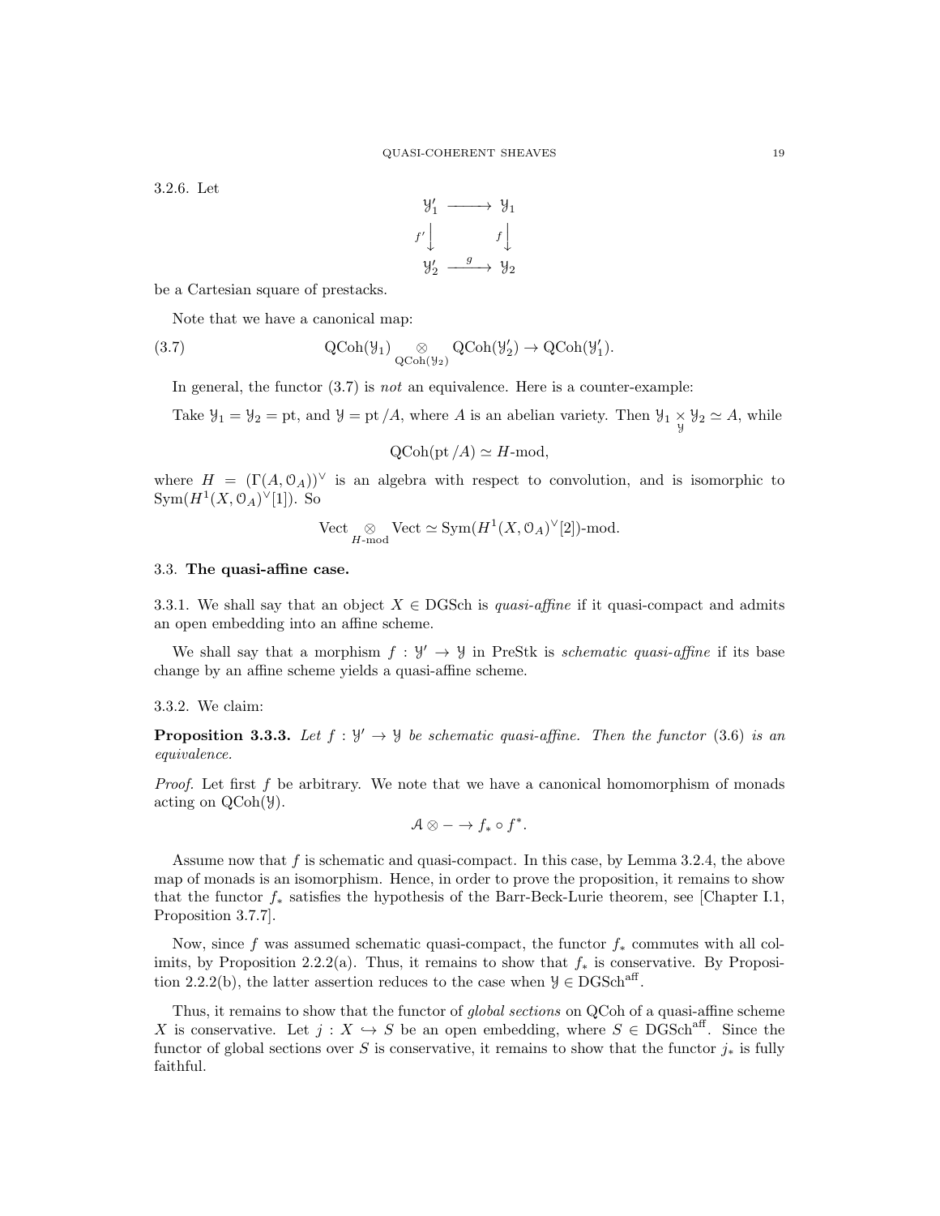3.2.6. Let

$$\begin{array}{ccc} \mathcal{Y}'_1 & \longrightarrow & \mathcal{Y}_1 \\ {\scriptstyle f'}\downarrow & & {\scriptstyle f}\downarrow \\ \mathcal{Y}'_2 & \xrightarrow{g} & \mathcal{Y}_2 \end{array}$$

be a Cartesian square of prestacks.

Note that we have a canonical map:

$$\text{QCoh}(\mathcal{Y}_1) \underset{\text{QCoh}(\mathcal{Y}_2)}{\otimes} \text{QCoh}(\mathcal{Y}'_2) \to \text{QCoh}(\mathcal{Y}'_1). \tag{3.7}$$

In general, the functor (3.7) is *not* an equivalence. Here is a counter-example:

Take $\mathcal{Y}_1 = \mathcal{Y}_2 = \text{pt}$, and $\mathcal{Y} = \text{pt}/A$, where $A$ is an abelian variety. Then $\mathcal{Y}_1 \underset{\mathcal{Y}}{\times} \mathcal{Y}_2 \simeq A$, while

$$\text{QCoh}(\text{pt}/A) \simeq H\text{-mod},$$

where $H = (\Gamma(A, \mathcal{O}_A))^\vee$ is an algebra with respect to convolution, and is isomorphic to $\text{Sym}(H^1(X, \mathcal{O}_A)^\vee[1])$. So

$$\text{Vect} \underset{H\text{-mod}}{\otimes} \text{Vect} \simeq \text{Sym}(H^1(X, \mathcal{O}_A)^\vee[2])\text{-mod}.$$

## 3.3. The quasi-affine case.

3.3.1. We shall say that an object $X \in \text{DGSch}$ is *quasi-affine* if it quasi-compact and admits an open embedding into an affine scheme.

We shall say that a morphism $f : \mathcal{Y}' \to \mathcal{Y}$ in PreStk is *schematic quasi-affine* if its base change by an affine scheme yields a quasi-affine scheme.

3.3.2. We claim:

**Proposition 3.3.3.** *Let $f : \mathcal{Y}' \to \mathcal{Y}$ be schematic quasi-affine. Then the functor* (3.6) *is an equivalence.*

*Proof.* Let first $f$ be arbitrary. We note that we have a canonical homomorphism of monads acting on $\text{QCoh}(\mathcal{Y})$.

$$\mathcal{A} \otimes - \to f_* \circ f^*.$$

Assume now that $f$ is schematic and quasi-compact. In this case, by Lemma 3.2.4, the above map of monads is an isomorphism. Hence, in order to prove the proposition, it remains to show that the functor $f_*$ satisfies the hypothesis of the Barr-Beck-Lurie theorem, see [Chapter I.1, Proposition 3.7.7].

Now, since $f$ was assumed schematic quasi-compact, the functor $f_*$ commutes with all colimits, by Proposition 2.2.2(a). Thus, it remains to show that $f_*$ is conservative. By Proposition 2.2.2(b), the latter assertion reduces to the case when $\mathcal{Y} \in \text{DGSch}^{\text{aff}}$.

Thus, it remains to show that the functor of *global sections* on QCoh of a quasi-affine scheme $X$ is conservative. Let $j : X \hookrightarrow S$ be an open embedding, where $S \in \text{DGSch}^{\text{aff}}$. Since the functor of global sections over $S$ is conservative, it remains to show that the functor $j_*$ is fully faithful.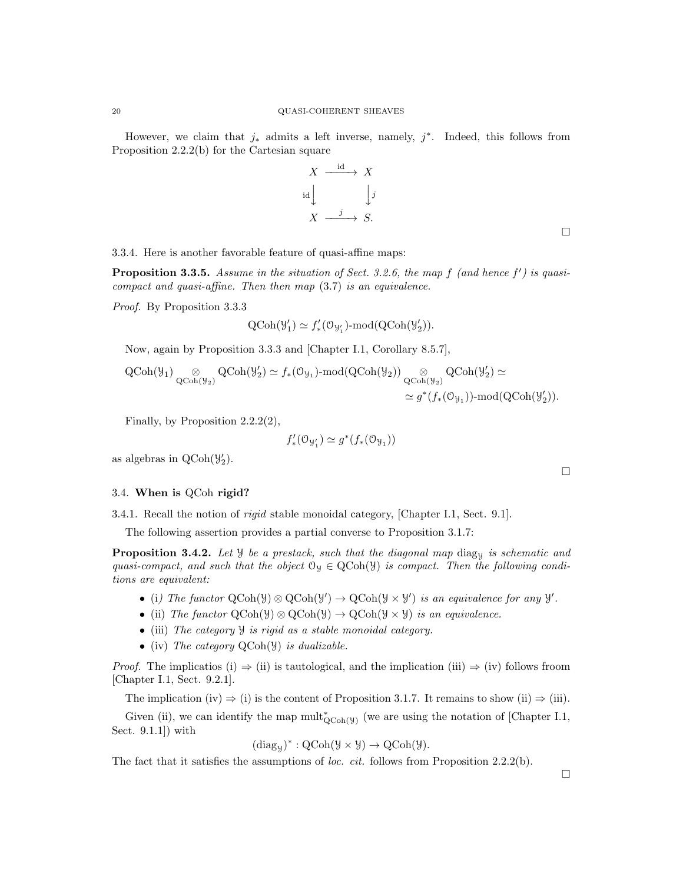However, we claim that $j_*$ admits a left inverse, namely, $j^*$. Indeed, this follows from Proposition 2.2.2(b) for the Cartesian square

$$\begin{array}{ccc} X & \xrightarrow{\text{id}} & X \\ {\scriptstyle\text{id}}\downarrow & & \downarrow{\scriptstyle j} \\ X & \xrightarrow{j} & S. \end{array}$$

□

3.3.4. Here is another favorable feature of quasi-affine maps:

**Proposition 3.3.5.** *Assume in the situation of Sect. 3.2.6, the map $f$ (and hence $f'$) is quasi-compact and quasi-affine. Then then map (3.7) is an equivalence.*

*Proof.* By Proposition 3.3.3

$$\text{QCoh}(\mathcal{Y}'_1) \simeq f'_*(\mathcal{O}_{\mathcal{Y}'_1})\text{-mod}(\text{QCoh}(\mathcal{Y}'_2)).$$

Now, again by Proposition 3.3.3 and [Chapter I.1, Corollary 8.5.7],

$$\text{QCoh}(\mathcal{Y}_1) \underset{\text{QCoh}(\mathcal{Y}_2)}{\otimes} \text{QCoh}(\mathcal{Y}'_2) \simeq f_*(\mathcal{O}_{\mathcal{Y}_1})\text{-mod}(\text{QCoh}(\mathcal{Y}_2)) \underset{\text{QCoh}(\mathcal{Y}_2)}{\otimes} \text{QCoh}(\mathcal{Y}'_2) \simeq$$
$$\simeq g^*(f_*(\mathcal{O}_{\mathcal{Y}_1}))\text{-mod}(\text{QCoh}(\mathcal{Y}'_2)).$$

Finally, by Proposition 2.2.2(2),

$$f'_*(\mathcal{O}_{\mathcal{Y}'_1}) \simeq g^*(f_*(\mathcal{O}_{\mathcal{Y}_1}))$$

as algebras in $\text{QCoh}(\mathcal{Y}'_2)$.

□

## 3.4. When is QCoh rigid?

3.4.1. Recall the notion of *rigid* stable monoidal category, [Chapter I.1, Sect. 9.1].

The following assertion provides a partial converse to Proposition 3.1.7:

**Proposition 3.4.2.** *Let $\mathcal{Y}$ be a prestack, such that the diagonal map $\text{diag}_{\mathcal{Y}}$ is schematic and quasi-compact, and such that the object $\mathcal{O}_{\mathcal{Y}} \in \text{QCoh}(\mathcal{Y})$ is compact. Then the following conditions are equivalent:*

- (i) *The functor $\text{QCoh}(\mathcal{Y}) \otimes \text{QCoh}(\mathcal{Y}') \to \text{QCoh}(\mathcal{Y} \times \mathcal{Y}')$ is an equivalence for any $\mathcal{Y}'$.*
- (ii) *The functor $\text{QCoh}(\mathcal{Y}) \otimes \text{QCoh}(\mathcal{Y}) \to \text{QCoh}(\mathcal{Y} \times \mathcal{Y})$ is an equivalence.*
- (iii) *The category $\mathcal{Y}$ is rigid as a stable monoidal category.*
- (iv) *The category $\text{QCoh}(\mathcal{Y})$ is dualizable.*

*Proof.* The implicatios (i) ⇒ (ii) is tautological, and the implication (iii) ⇒ (iv) follows froom [Chapter I.1, Sect. 9.2.1].

The implication (iv) ⇒ (i) is the content of Proposition 3.1.7. It remains to show (ii) ⇒ (iii).

Given (ii), we can identify the map $\text{mult}^*_{\text{QCoh}(\mathcal{Y})}$ (we are using the notation of [Chapter I.1, Sect. 9.1.1]) with

$$(\text{diag}_{\mathcal{Y}})^* : \text{QCoh}(\mathcal{Y} \times \mathcal{Y}) \to \text{QCoh}(\mathcal{Y}).$$

The fact that it satisfies the assumptions of *loc. cit.* follows from Proposition 2.2.2(b).

□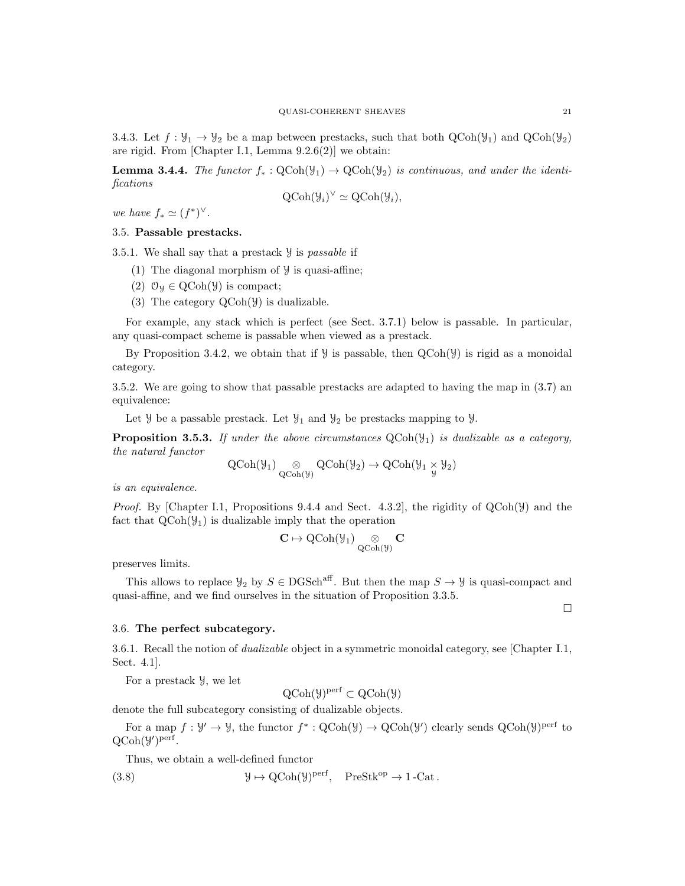3.4.3. Let $f : \mathcal{Y}_1 \to \mathcal{Y}_2$ be a map between prestacks, such that both $\mathrm{QCoh}(\mathcal{Y}_1)$ and $\mathrm{QCoh}(\mathcal{Y}_2)$ are rigid. From [Chapter I.1, Lemma 9.2.6(2)] we obtain:

**Lemma 3.4.4.** *The functor $f_* : \mathrm{QCoh}(\mathcal{Y}_1) \to \mathrm{QCoh}(\mathcal{Y}_2)$ is continuous, and under the identifications*

$$\mathrm{QCoh}(\mathcal{Y}_i)^\vee \simeq \mathrm{QCoh}(\mathcal{Y}_i),$$

*we have $f_* \simeq (f^*)^\vee$.*

## 3.5. Passable prestacks.

3.5.1. We shall say that a prestack $\mathcal{Y}$ is *passable* if

1. The diagonal morphism of $\mathcal{Y}$ is quasi-affine;
2. $\mathcal{O}_\mathcal{Y} \in \mathrm{QCoh}(\mathcal{Y})$ is compact;
3. The category $\mathrm{QCoh}(\mathcal{Y})$ is dualizable.

For example, any stack which is perfect (see Sect. 3.7.1) below is passable. In particular, any quasi-compact scheme is passable when viewed as a prestack.

By Proposition 3.4.2, we obtain that if $\mathcal{Y}$ is passable, then $\mathrm{QCoh}(\mathcal{Y})$ is rigid as a monoidal category.

3.5.2. We are going to show that passable prestacks are adapted to having the map in (3.7) an equivalence:

Let $\mathcal{Y}$ be a passable prestack. Let $\mathcal{Y}_1$ and $\mathcal{Y}_2$ be prestacks mapping to $\mathcal{Y}$.

**Proposition 3.5.3.** *If under the above circumstances $\mathrm{QCoh}(\mathcal{Y}_1)$ is dualizable as a category, the natural functor*

$$\mathrm{QCoh}(\mathcal{Y}_1) \underset{\mathrm{QCoh}(\mathcal{Y})}{\otimes} \mathrm{QCoh}(\mathcal{Y}_2) \to \mathrm{QCoh}(\mathcal{Y}_1 \underset{\mathcal{Y}}{\times} \mathcal{Y}_2)$$

*is an equivalence.*

*Proof.* By [Chapter I.1, Propositions 9.4.4 and Sect. 4.3.2], the rigidity of $\mathrm{QCoh}(\mathcal{Y})$ and the fact that $\mathrm{QCoh}(\mathcal{Y}_1)$ is dualizable imply that the operation

$$\mathbf{C} \mapsto \mathrm{QCoh}(\mathcal{Y}_1) \underset{\mathrm{QCoh}(\mathcal{Y})}{\otimes} \mathbf{C}$$

preserves limits.

This allows to replace $\mathcal{Y}_2$ by $S \in \mathrm{DGSch}^{\mathrm{aff}}$. But then the map $S \to \mathcal{Y}$ is quasi-compact and quasi-affine, and we find ourselves in the situation of Proposition 3.3.5.

□

## 3.6. The perfect subcategory.

3.6.1. Recall the notion of *dualizable* object in a symmetric monoidal category, see [Chapter I.1, Sect. 4.1].

For a prestack $\mathcal{Y}$, we let

$$\mathrm{QCoh}(\mathcal{Y})^{\mathrm{perf}} \subset \mathrm{QCoh}(\mathcal{Y})$$

denote the full subcategory consisting of dualizable objects.

For a map $f : \mathcal{Y}' \to \mathcal{Y}$, the functor $f^* : \mathrm{QCoh}(\mathcal{Y}) \to \mathrm{QCoh}(\mathcal{Y}')$ clearly sends $\mathrm{QCoh}(\mathcal{Y})^{\mathrm{perf}}$ to $\mathrm{QCoh}(\mathcal{Y}')^{\mathrm{perf}}$.

Thus, we obtain a well-defined functor

$$\mathcal{Y} \mapsto \mathrm{QCoh}(\mathcal{Y})^{\mathrm{perf}}, \quad \mathrm{PreStk}^{\mathrm{op}} \to 1\text{-}\mathrm{Cat}\,. \tag{3.8}$$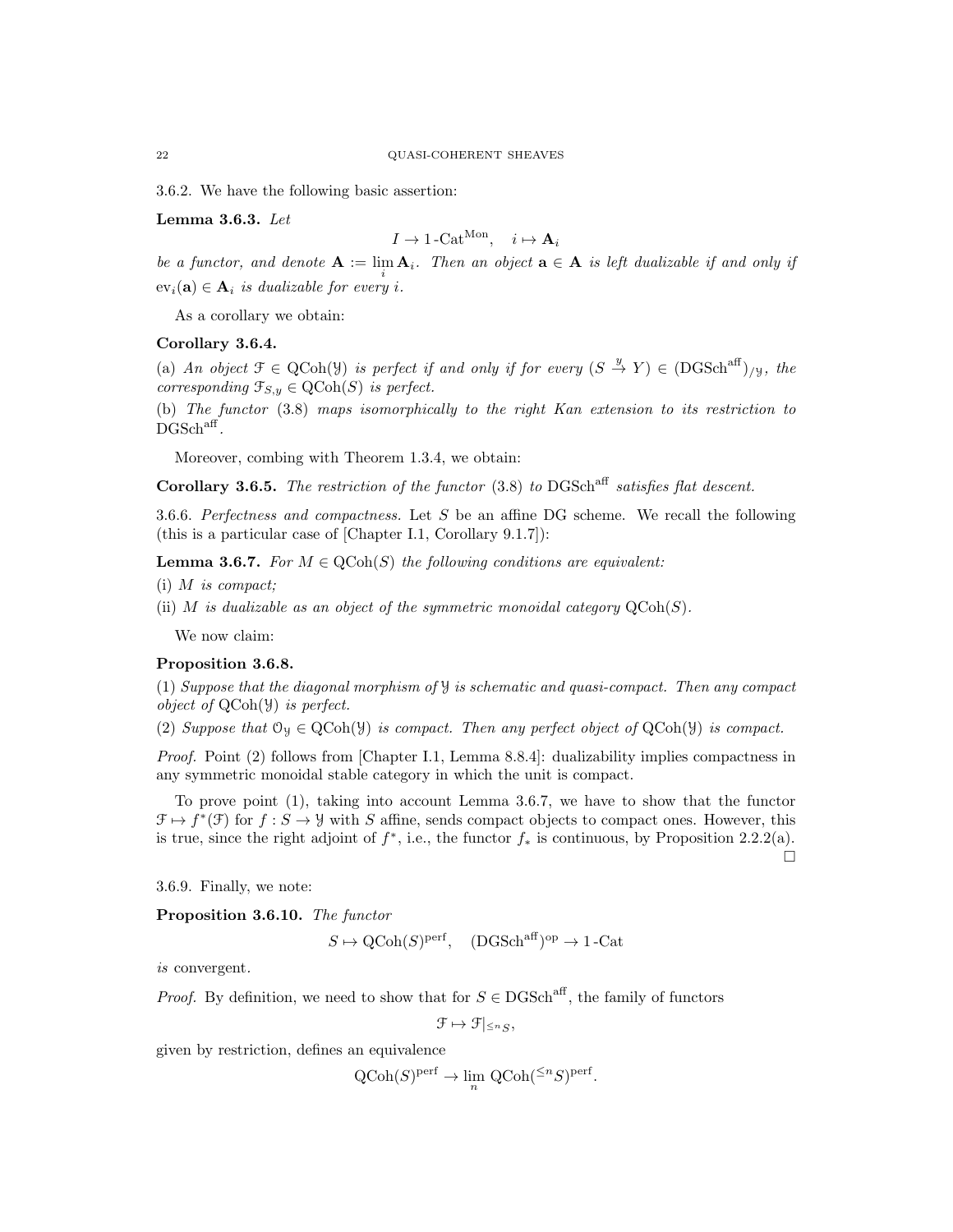3.6.2. We have the following basic assertion:

**Lemma 3.6.3.** *Let*

$$I \to 1\text{-Cat}^{\text{Mon}}, \quad i \mapsto \mathbf{A}_i$$

*be a functor, and denote* $\mathbf{A} := \lim_i \mathbf{A}_i$. *Then an object* $\mathbf{a} \in \mathbf{A}$ *is left dualizable if and only if* $\text{ev}_i(\mathbf{a}) \in \mathbf{A}_i$ *is dualizable for every* $i$.

As a corollary we obtain:

**Corollary 3.6.4.**

(a) *An object* $\mathcal{F} \in \text{QCoh}(\mathcal{Y})$ *is perfect if and only if for every* $(S \overset{y}{\to} Y) \in (\text{DGSch}^{\text{aff}})_{/\mathcal{Y}}$, *the corresponding* $\mathcal{F}_{S,y} \in \text{QCoh}(S)$ *is perfect.*

(b) *The functor* (3.8) *maps isomorphically to the right Kan extension to its restriction to* $\text{DGSch}^{\text{aff}}$.

Moreover, combing with Theorem 1.3.4, we obtain:

**Corollary 3.6.5.** *The restriction of the functor* (3.8) *to* $\text{DGSch}^{\text{aff}}$ *satisfies flat descent.*

3.6.6. *Perfectness and compactness.* Let $S$ be an affine DG scheme. We recall the following (this is a particular case of [Chapter I.1, Corollary 9.1.7]):

**Lemma 3.6.7.** *For* $M \in \text{QCoh}(S)$ *the following conditions are equivalent:*

(i) $M$ *is compact;*

(ii) $M$ *is dualizable as an object of the symmetric monoidal category* $\text{QCoh}(S)$.

We now claim:

**Proposition 3.6.8.**

(1) *Suppose that the diagonal morphism of* $\mathcal{Y}$ *is schematic and quasi-compact. Then any compact object of* $\text{QCoh}(\mathcal{Y})$ *is perfect.*

(2) *Suppose that* $\mathcal{O}_{\mathcal{Y}} \in \text{QCoh}(\mathcal{Y})$ *is compact. Then any perfect object of* $\text{QCoh}(\mathcal{Y})$ *is compact.*

*Proof.* Point (2) follows from [Chapter I.1, Lemma 8.8.4]: dualizability implies compactness in any symmetric monoidal stable category in which the unit is compact.

To prove point (1), taking into account Lemma 3.6.7, we have to show that the functor $\mathcal{F} \mapsto f^*(\mathcal{F})$ for $f : S \to \mathcal{Y}$ with $S$ affine, sends compact objects to compact ones. However, this is true, since the right adjoint of $f^*$, i.e., the functor $f_*$ is continuous, by Proposition 2.2.2(a). □

3.6.9. Finally, we note:

**Proposition 3.6.10.** *The functor*

$$S \mapsto \text{QCoh}(S)^{\text{perf}}, \quad (\text{DGSch}^{\text{aff}})^{\text{op}} \to 1\text{-Cat}$$

*is* convergent.

*Proof.* By definition, we need to show that for $S \in \text{DGSch}^{\text{aff}}$, the family of functors

$$\mathcal{F} \mapsto \mathcal{F}|_{\leq^n S},$$

given by restriction, defines an equivalence

$$\text{QCoh}(S)^{\text{perf}} \to \lim_n \text{QCoh}({}^{\leq n}S)^{\text{perf}}.$$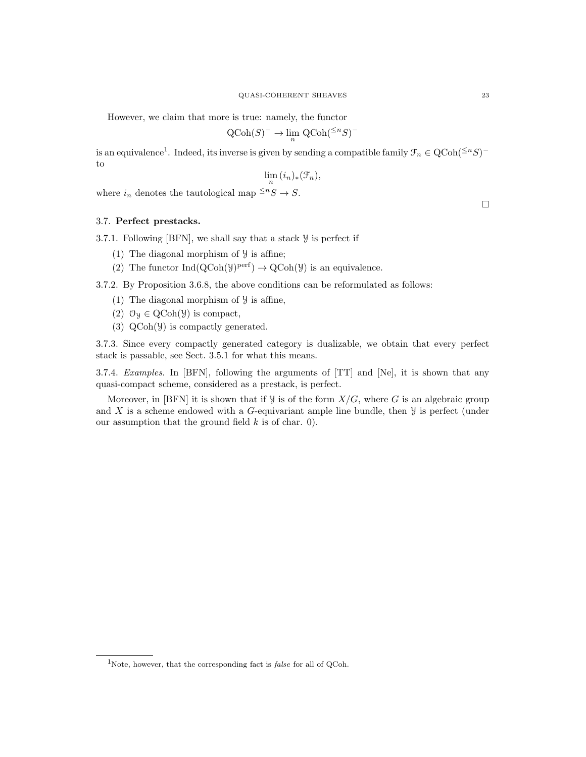However, we claim that more is true: namely, the functor

$$\mathrm{QCoh}(S)^- \to \lim_n \mathrm{QCoh}({}^{\leq n}S)^-$$

is an equivalence[1]. Indeed, its inverse is given by sending a compatible family $\mathcal{F}_n \in \mathrm{QCoh}({}^{\leq n}S)^-$ to

$$\lim_n (i_n)_*(\mathcal{F}_n),$$

where $i_n$ denotes the tautological map ${}^{\leq n}S \to S$.

□

## 3.7. Perfect prestacks.

3.7.1. Following [BFN], we shall say that a stack $\mathcal{Y}$ is perfect if

1. The diagonal morphism of $\mathcal{Y}$ is affine;
2. The functor $\mathrm{Ind}(\mathrm{QCoh}(\mathcal{Y})^{\mathrm{perf}}) \to \mathrm{QCoh}(\mathcal{Y})$ is an equivalence.

3.7.2. By Proposition 3.6.8, the above conditions can be reformulated as follows:

1. The diagonal morphism of $\mathcal{Y}$ is affine,
2. $\mathcal{O}_{\mathcal{Y}} \in \mathrm{QCoh}(\mathcal{Y})$ is compact,
3. $\mathrm{QCoh}(\mathcal{Y})$ is compactly generated.

3.7.3. Since every compactly generated category is dualizable, we obtain that every perfect stack is passable, see Sect. 3.5.1 for what this means.

3.7.4. *Examples.* In [BFN], following the arguments of [TT] and [Ne], it is shown that any quasi-compact scheme, considered as a prestack, is perfect.

Moreover, in [BFN] it is shown that if $\mathcal{Y}$ is of the form $X/G$, where $G$ is an algebraic group and $X$ is a scheme endowed with a $G$-equivariant ample line bundle, then $\mathcal{Y}$ is perfect (under our assumption that the ground field $k$ is of char. 0).

---

[1]Note, however, that the corresponding fact is *false* for all of QCoh.